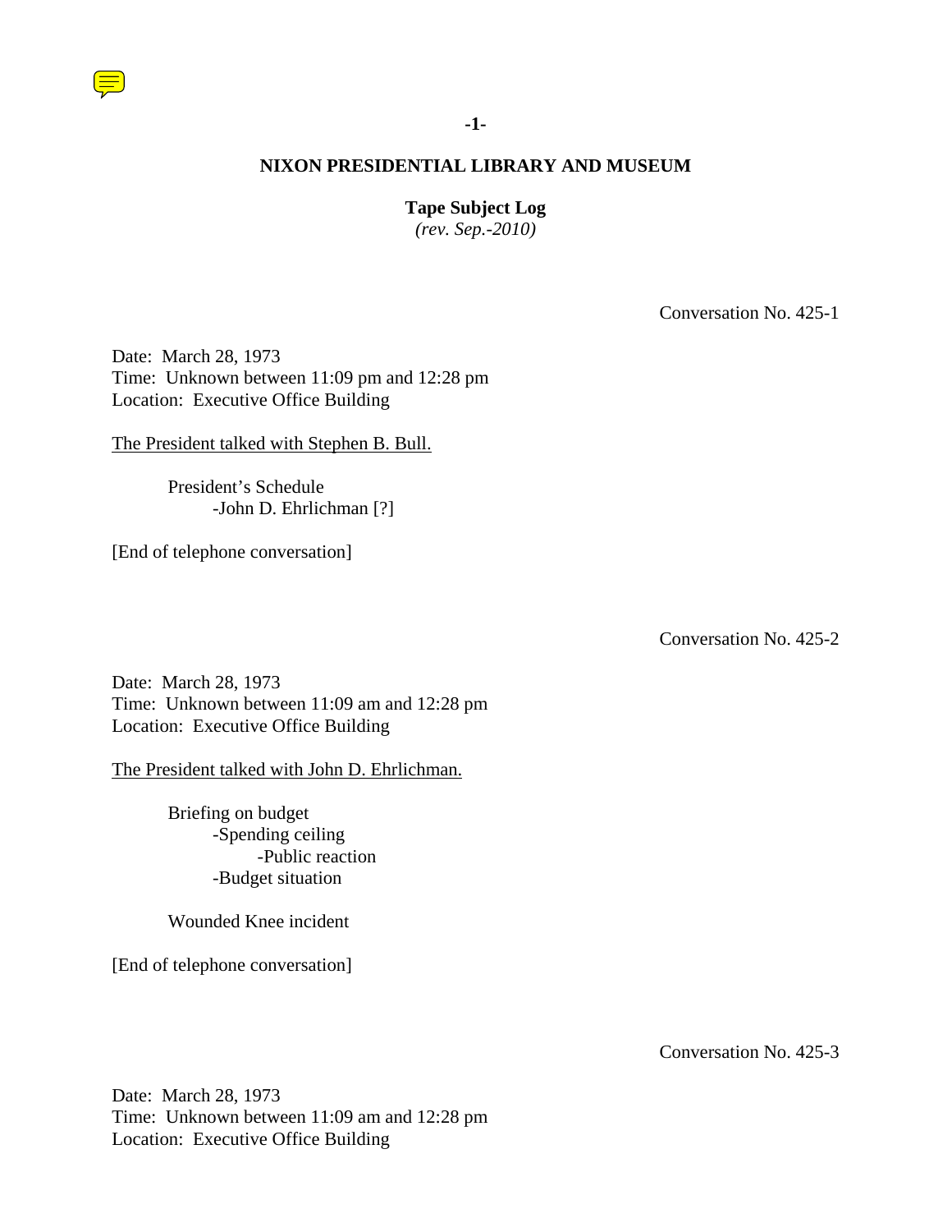# NIXON PRESIDENTIAL LIBRARY AND MUSEUM

**Tape Subject Log**
*(rev. Sep.-2010)*

Conversation No. 425-1

Date: March 28, 1973
Time: Unknown between 11:09 pm and 12:28 pm
Location: Executive Office Building

The President talked with Stephen B. Bull.

- President's Schedule
  - -John D. Ehrlichman [?]

[End of telephone conversation]

Conversation No. 425-2

Date: March 28, 1973
Time: Unknown between 11:09 am and 12:28 pm
Location: Executive Office Building

The President talked with John D. Ehrlichman.

- Briefing on budget
  - -Spending ceiling
    - -Public reaction
  - -Budget situation

- Wounded Knee incident

[End of telephone conversation]

Conversation No. 425-3

Date: March 28, 1973
Time: Unknown between 11:09 am and 12:28 pm
Location: Executive Office Building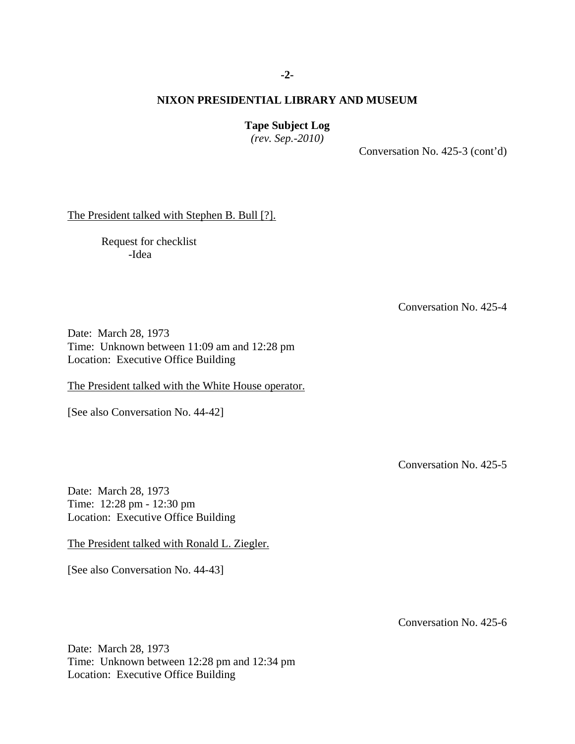Conversation No. 425-3 (cont'd)

The President talked with Stephen B. Bull [?].

- Request for checklist
  - -Idea

Conversation No. 425-4

Date: March 28, 1973
Time: Unknown between 11:09 am and 12:28 pm
Location: Executive Office Building

The President talked with the White House operator.

[See also Conversation No. 44-42]

Conversation No. 425-5

Date: March 28, 1973
Time: 12:28 pm - 12:30 pm
Location: Executive Office Building

The President talked with Ronald L. Ziegler.

[See also Conversation No. 44-43]

Conversation No. 425-6

Date: March 28, 1973
Time: Unknown between 12:28 pm and 12:34 pm
Location: Executive Office Building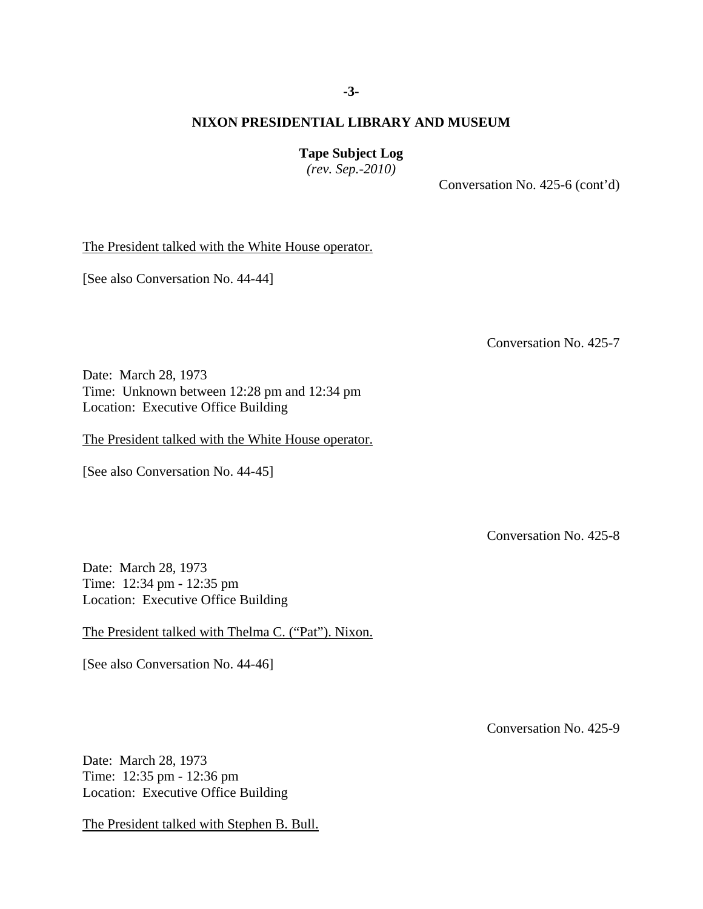Conversation No. 425-6 (cont'd)

The President talked with the White House operator.

[See also Conversation No. 44-44]

Conversation No. 425-7

Date: March 28, 1973
Time: Unknown between 12:28 pm and 12:34 pm
Location: Executive Office Building

The President talked with the White House operator.

[See also Conversation No. 44-45]

Conversation No. 425-8

Date: March 28, 1973
Time: 12:34 pm - 12:35 pm
Location: Executive Office Building

The President talked with Thelma C. ("Pat"). Nixon.

[See also Conversation No. 44-46]

Conversation No. 425-9

Date: March 28, 1973
Time: 12:35 pm - 12:36 pm
Location: Executive Office Building

The President talked with Stephen B. Bull.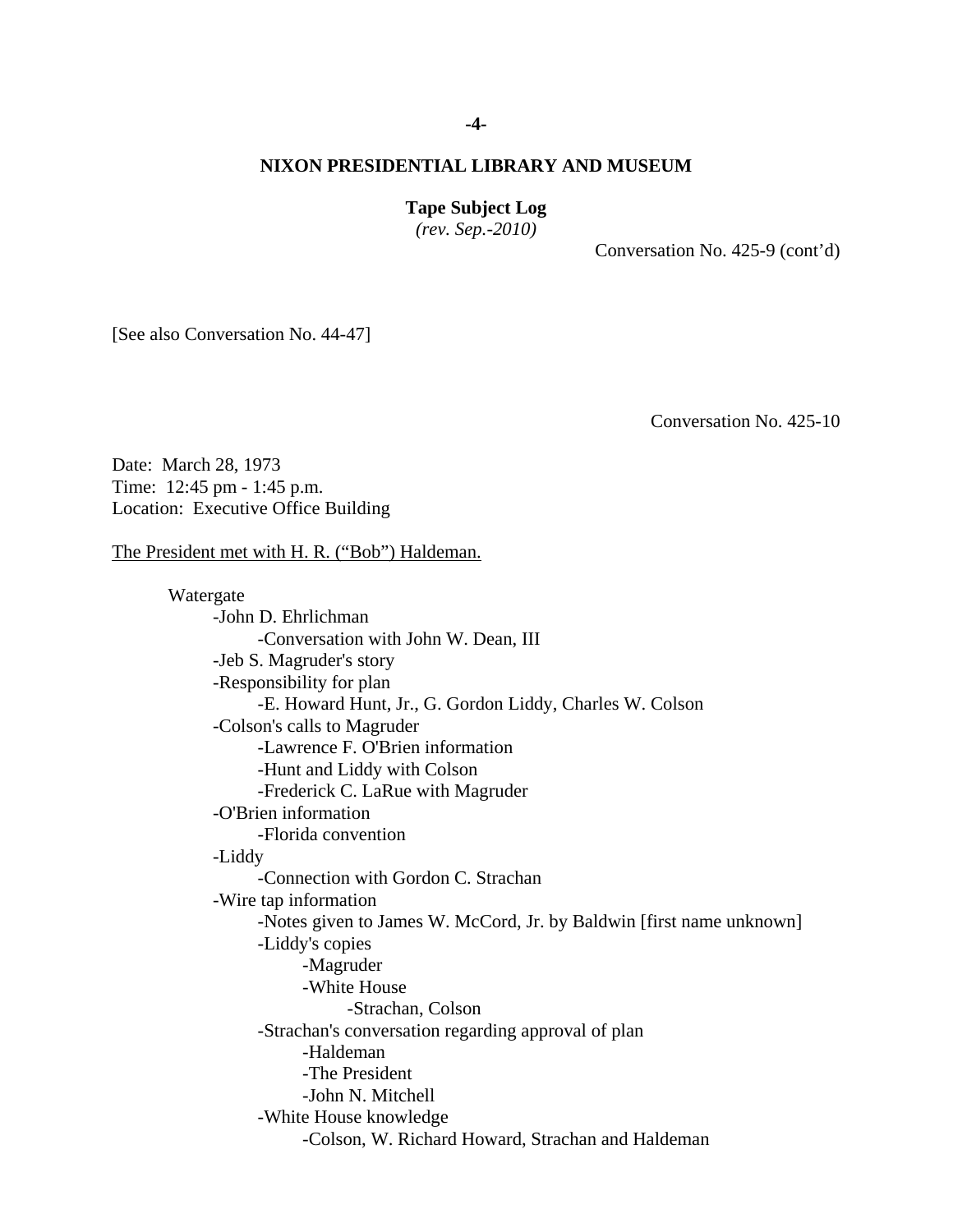**NIXON PRESIDENTIAL LIBRARY AND MUSEUM**

**Tape Subject Log**
*(rev. Sep.-2010)*

Conversation No. 425-9 (cont'd)

[See also Conversation No. 44-47]

Conversation No. 425-10

Date: March 28, 1973
Time: 12:45 pm - 1:45 p.m.
Location: Executive Office Building

The President met with H. R. ("Bob") Haldeman.

- Watergate
  - -John D. Ehrlichman
    - -Conversation with John W. Dean, III
  - -Jeb S. Magruder's story
  - -Responsibility for plan
    - -E. Howard Hunt, Jr., G. Gordon Liddy, Charles W. Colson
  - -Colson's calls to Magruder
    - -Lawrence F. O'Brien information
    - -Hunt and Liddy with Colson
    - -Frederick C. LaRue with Magruder
  - -O'Brien information
    - -Florida convention
  - -Liddy
    - -Connection with Gordon C. Strachan
  - -Wire tap information
    - -Notes given to James W. McCord, Jr. by Baldwin [first name unknown]
    - -Liddy's copies
      - -Magruder
      - -White House
        - -Strachan, Colson
    - -Strachan's conversation regarding approval of plan
      - -Haldeman
      - -The President
      - -John N. Mitchell
    - -White House knowledge
      - -Colson, W. Richard Howard, Strachan and Haldeman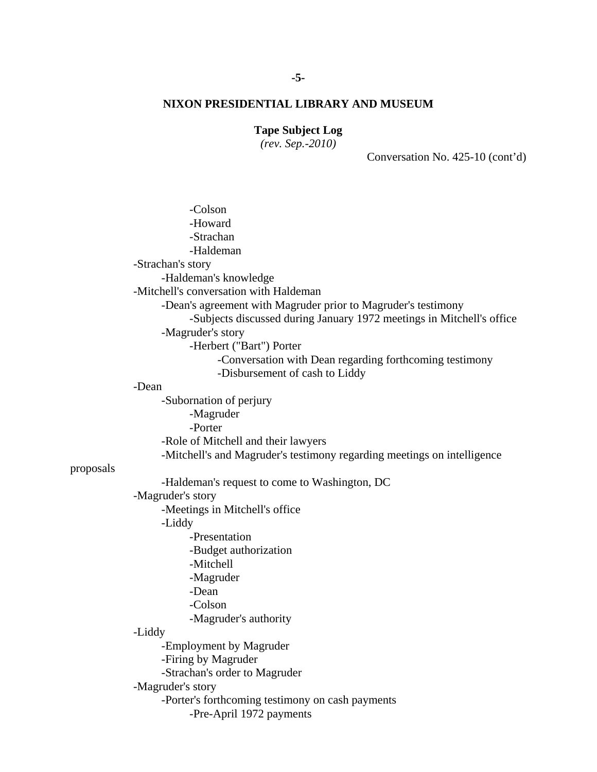**NIXON PRESIDENTIAL LIBRARY AND MUSEUM**

**Tape Subject Log**
*(rev. Sep.-2010)*

Conversation No. 425-10 (cont'd)

- -Colson
- -Howard
- -Strachan
- -Haldeman

-Strachan's story
- -Haldeman's knowledge

-Mitchell's conversation with Haldeman
- -Dean's agreement with Magruder prior to Magruder's testimony
    - -Subjects discussed during January 1972 meetings in Mitchell's office
- -Magruder's story
    - -Herbert ("Bart") Porter
        - -Conversation with Dean regarding forthcoming testimony
        - -Disbursement of cash to Liddy

-Dean
- -Subornation of perjury
    - -Magruder
    - -Porter
- -Role of Mitchell and their lawyers
- -Mitchell's and Magruder's testimony regarding meetings on intelligence proposals
- -Haldeman's request to come to Washington, DC

-Magruder's story
- -Meetings in Mitchell's office
- -Liddy
    - -Presentation
    - -Budget authorization
    - -Mitchell
    - -Magruder
    - -Dean
    - -Colson
    - -Magruder's authority

-Liddy
- -Employment by Magruder
- -Firing by Magruder
- -Strachan's order to Magruder

-Magruder's story
- -Porter's forthcoming testimony on cash payments
    - -Pre-April 1972 payments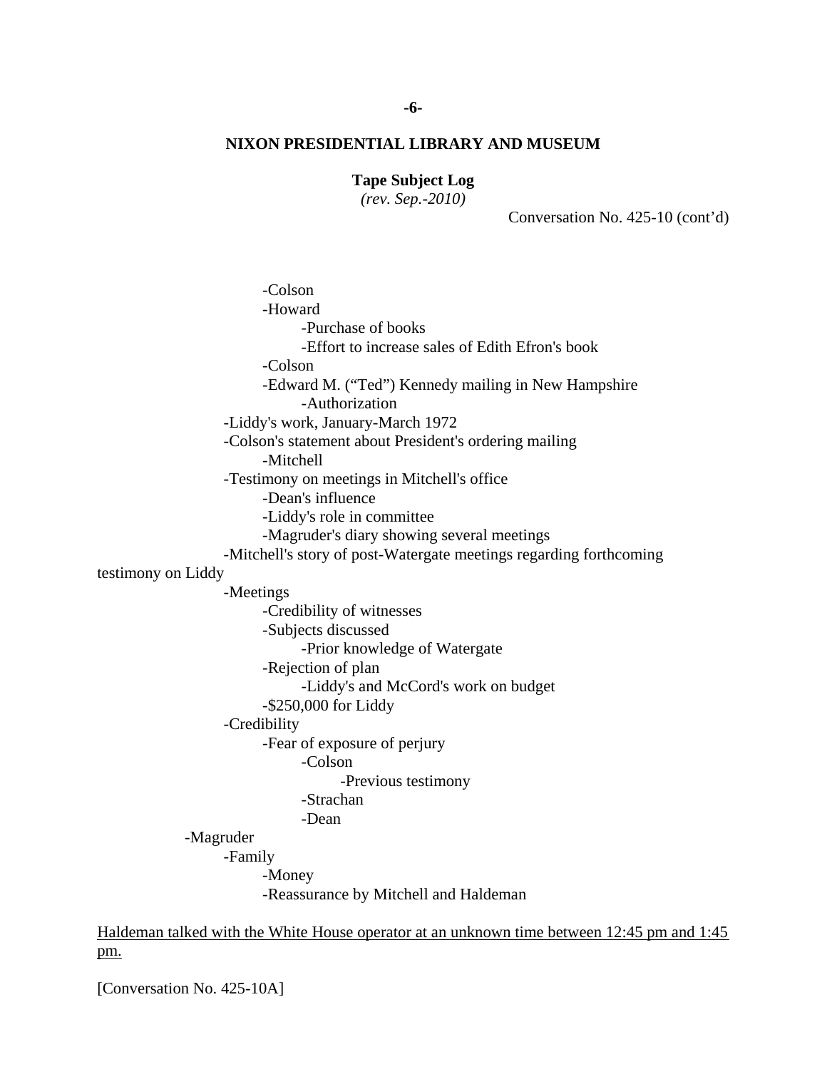**NIXON PRESIDENTIAL LIBRARY AND MUSEUM**

**Tape Subject Log**
*(rev. Sep.-2010)*

Conversation No. 425-10 (cont'd)

- -Colson
- -Howard
    - -Purchase of books
    - -Effort to increase sales of Edith Efron's book
- -Colson
- -Edward M. ("Ted") Kennedy mailing in New Hampshire
    - -Authorization

-Liddy's work, January-March 1972

-Colson's statement about President's ordering mailing

- -Mitchell

-Testimony on meetings in Mitchell's office

- -Dean's influence
- -Liddy's role in committee
- -Magruder's diary showing several meetings

-Mitchell's story of post-Watergate meetings regarding forthcoming testimony on Liddy

-Meetings

- -Credibility of witnesses
- -Subjects discussed
    - -Prior knowledge of Watergate
- -Rejection of plan
    - -Liddy's and McCord's work on budget
- -$250,000 for Liddy

-Credibility

- -Fear of exposure of perjury
    - -Colson
        - -Previous testimony
    - -Strachan
    - -Dean

-Magruder

- -Family
    - -Money
    - -Reassurance by Mitchell and Haldeman

<u>Haldeman talked with the White House operator at an unknown time between 12:45 pm and 1:45 pm.</u>

[Conversation No. 425-10A]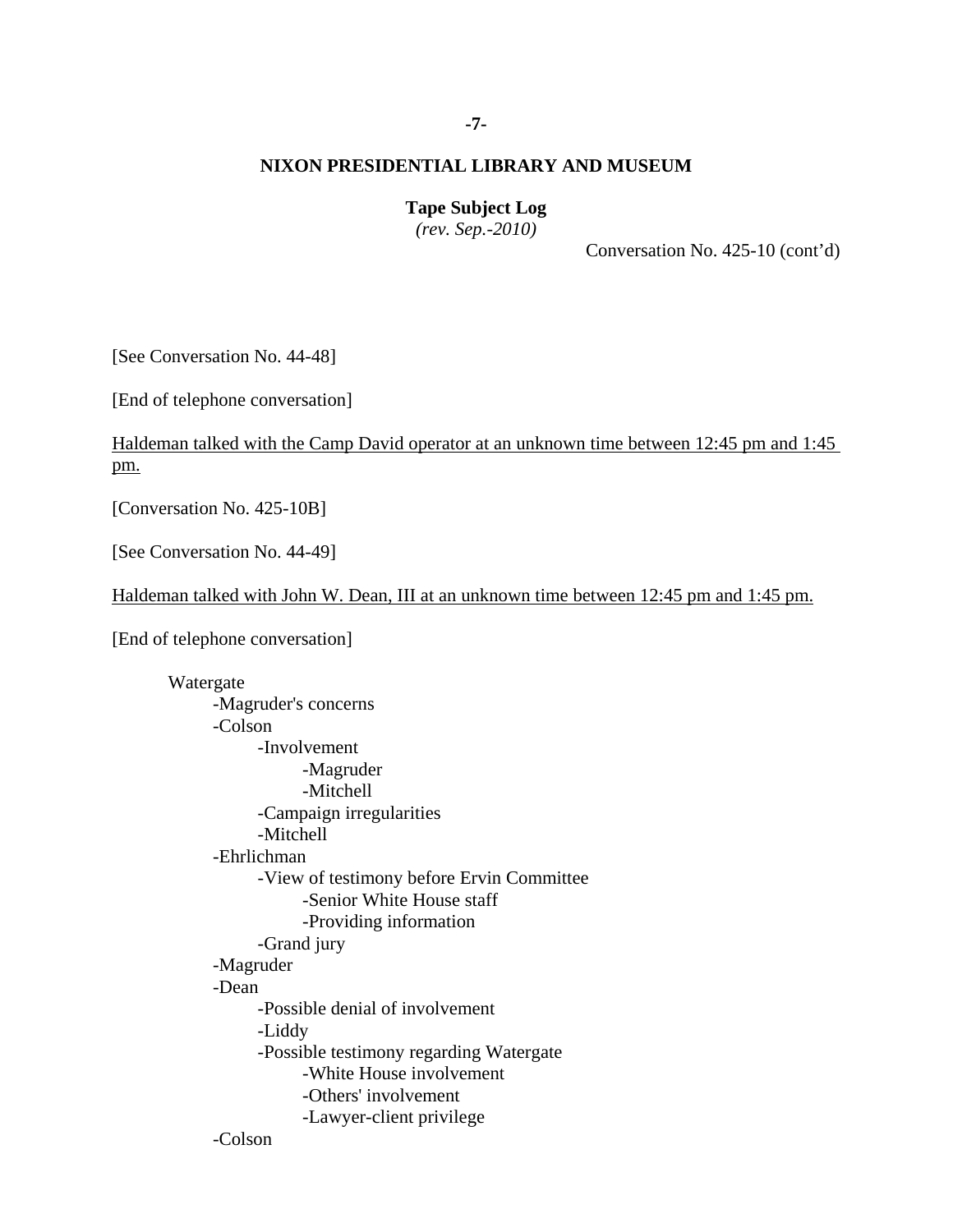**NIXON PRESIDENTIAL LIBRARY AND MUSEUM**

**Tape Subject Log**
*(rev. Sep.-2010)*

Conversation No. 425-10 (cont'd)

[See Conversation No. 44-48]

[End of telephone conversation]

Haldeman talked with the Camp David operator at an unknown time between 12:45 pm and 1:45 pm.

[Conversation No. 425-10B]

[See Conversation No. 44-49]

Haldeman talked with John W. Dean, III at an unknown time between 12:45 pm and 1:45 pm.

[End of telephone conversation]

- Watergate
  - -Magruder's concerns
  - -Colson
    - -Involvement
      - -Magruder
      - -Mitchell
    - -Campaign irregularities
    - -Mitchell
  - -Ehrlichman
    - -View of testimony before Ervin Committee
      - -Senior White House staff
      - -Providing information
    - -Grand jury
  - -Magruder
  - -Dean
    - -Possible denial of involvement
    - -Liddy
    - -Possible testimony regarding Watergate
      - -White House involvement
      - -Others' involvement
      - -Lawyer-client privilege
  - -Colson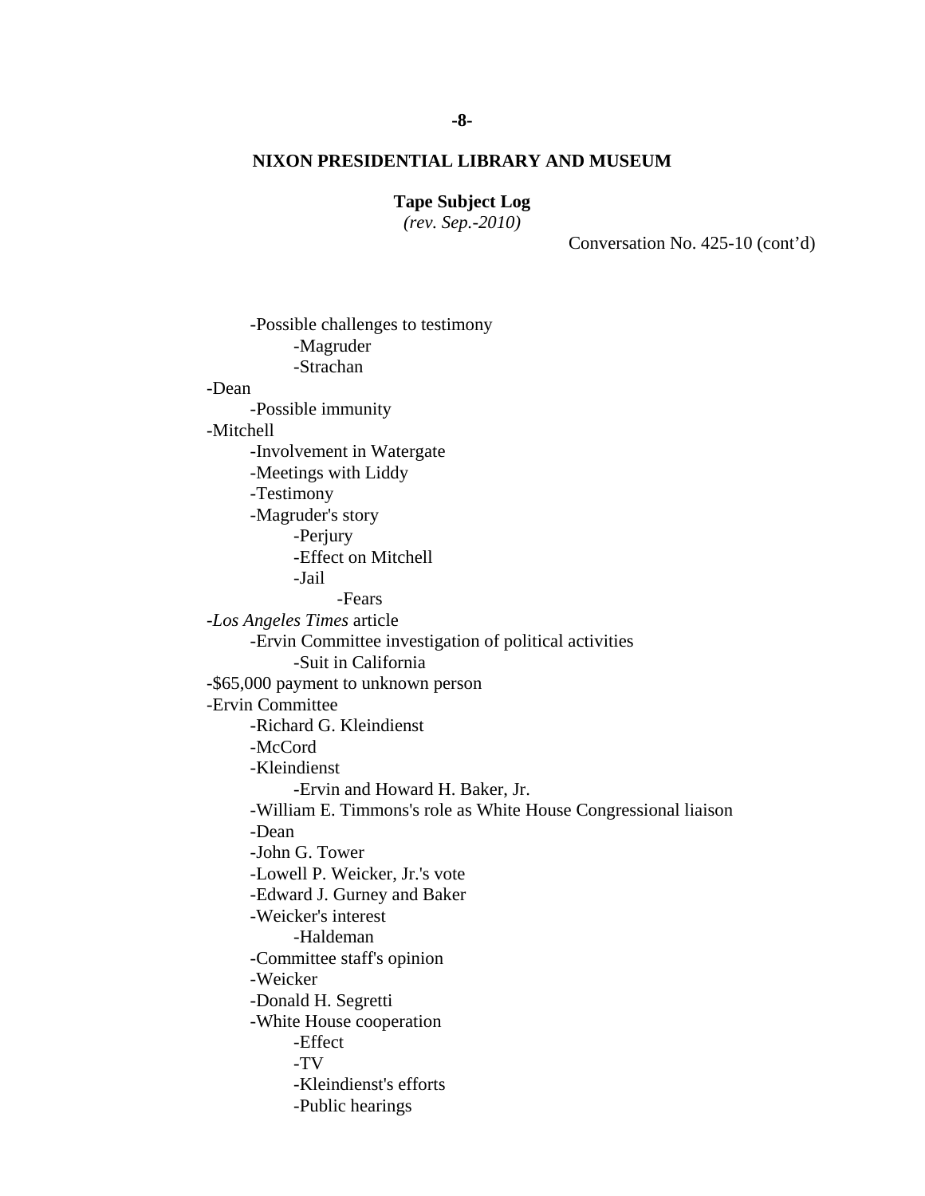**NIXON PRESIDENTIAL LIBRARY AND MUSEUM**

**Tape Subject Log**
*(rev. Sep.-2010)*

Conversation No. 425-10 (cont'd)

- -Possible challenges to testimony
    - -Magruder
    - -Strachan
- -Dean
    - -Possible immunity
- -Mitchell
    - -Involvement in Watergate
    - -Meetings with Liddy
    - -Testimony
    - -Magruder's story
        - -Perjury
        - -Effect on Mitchell
        - -Jail
            - -Fears
- -*Los Angeles Times* article
    - -Ervin Committee investigation of political activities
        - -Suit in California
- -$65,000 payment to unknown person
- -Ervin Committee
    - -Richard G. Kleindienst
    - -McCord
    - -Kleindienst
        - -Ervin and Howard H. Baker, Jr.
    - -William E. Timmons's role as White House Congressional liaison
    - -Dean
    - -John G. Tower
    - -Lowell P. Weicker, Jr.'s vote
    - -Edward J. Gurney and Baker
    - -Weicker's interest
        - -Haldeman
    - -Committee staff's opinion
    - -Weicker
    - -Donald H. Segretti
    - -White House cooperation
        - -Effect
        - -TV
        - -Kleindienst's efforts
        - -Public hearings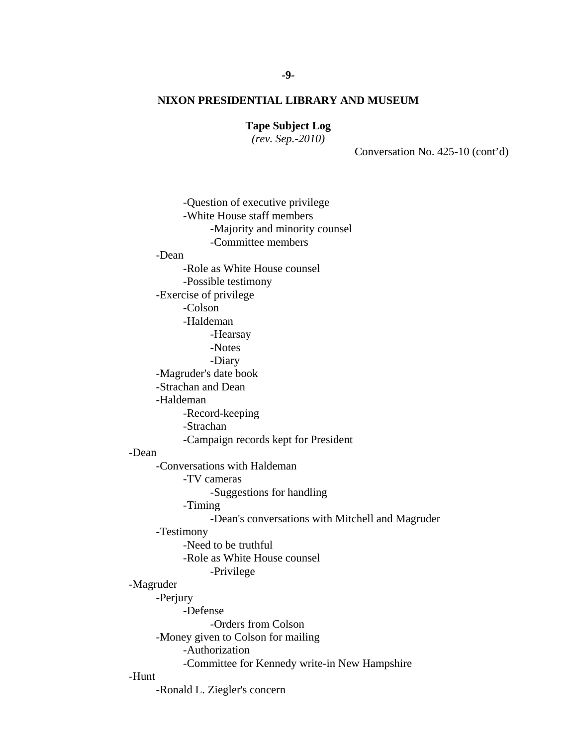**NIXON PRESIDENTIAL LIBRARY AND MUSEUM**

**Tape Subject Log**
*(rev. Sep.-2010)*

Conversation No. 425-10 (cont'd)

- -Question of executive privilege
- -White House staff members
    - -Majority and minority counsel
    - -Committee members

-Dean
- -Role as White House counsel
- -Possible testimony

-Exercise of privilege
- -Colson
- -Haldeman
    - -Hearsay
    - -Notes
    - -Diary

-Magruder's date book

-Strachan and Dean

-Haldeman
- -Record-keeping
- -Strachan
- -Campaign records kept for President

-Dean
- -Conversations with Haldeman
    - -TV cameras
        - -Suggestions for handling
    - -Timing
        - -Dean's conversations with Mitchell and Magruder
- -Testimony
    - -Need to be truthful
    - -Role as White House counsel
        - -Privilege

-Magruder
- -Perjury
    - -Defense
        - -Orders from Colson
- -Money given to Colson for mailing
    - -Authorization
    - -Committee for Kennedy write-in New Hampshire

-Hunt
- -Ronald L. Ziegler's concern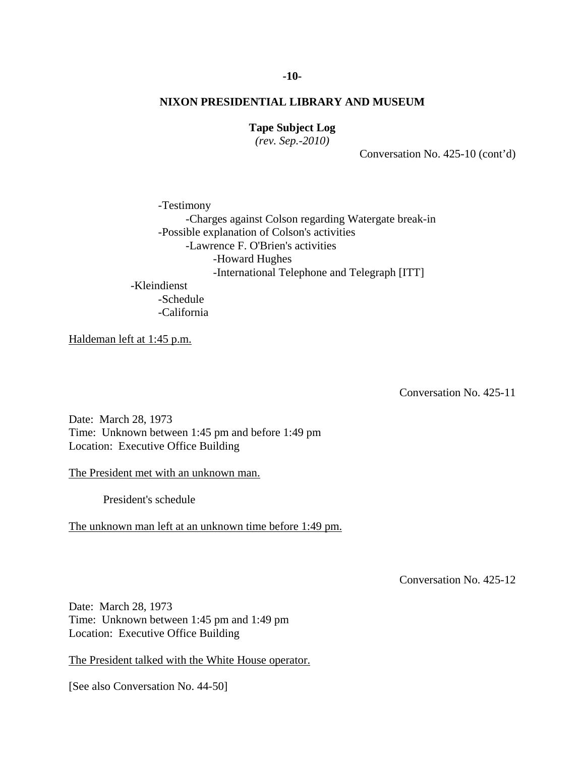Conversation No. 425-10 (cont'd)

- -Testimony
    - -Charges against Colson regarding Watergate break-in
  - -Possible explanation of Colson's activities
    - -Lawrence F. O'Brien's activities
      - -Howard Hughes
      - -International Telephone and Telegraph [ITT]
- -Kleindienst
  - -Schedule
  - -California

<u>Haldeman left at 1:45 p.m.</u>

Conversation No. 425-11

Date: March 28, 1973
Time: Unknown between 1:45 pm and before 1:49 pm
Location: Executive Office Building

<u>The President met with an unknown man.</u>

President's schedule

<u>The unknown man left at an unknown time before 1:49 pm.</u>

Conversation No. 425-12

Date: March 28, 1973
Time: Unknown between 1:45 pm and 1:49 pm
Location: Executive Office Building

<u>The President talked with the White House operator.</u>

[See also Conversation No. 44-50]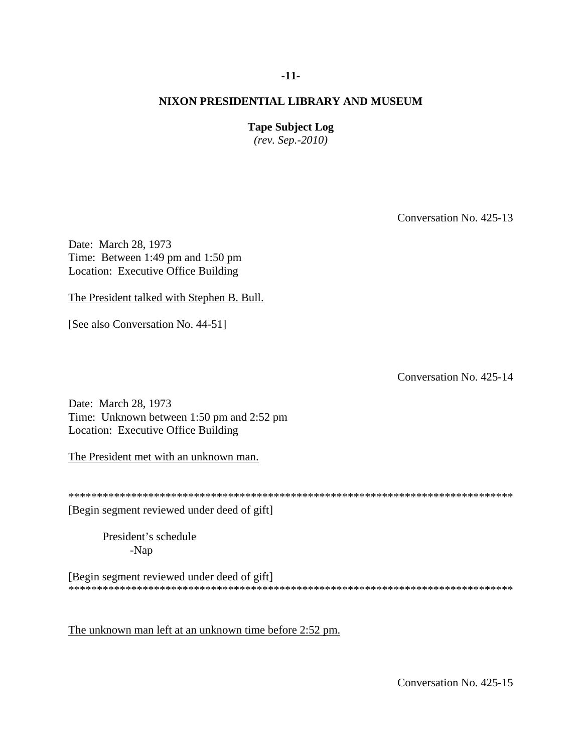Conversation No. 425-13

Date: March 28, 1973
Time: Between 1:49 pm and 1:50 pm
Location: Executive Office Building

<u>The President talked with Stephen B. Bull.</u>

[See also Conversation No. 44-51]

Conversation No. 425-14

Date: March 28, 1973
Time: Unknown between 1:50 pm and 2:52 pm
Location: Executive Office Building

<u>The President met with an unknown man.</u>

*******************************************************************************
[Begin segment reviewed under deed of gift]

President's schedule
- -Nap

[Begin segment reviewed under deed of gift]
*******************************************************************************

<u>The unknown man left at an unknown time before 2:52 pm.</u>

Conversation No. 425-15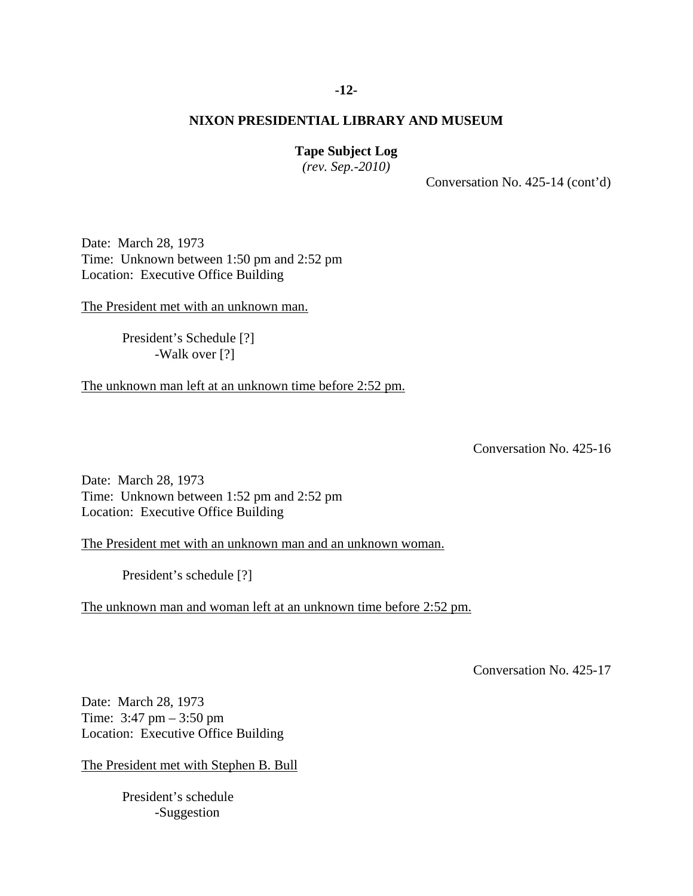**NIXON PRESIDENTIAL LIBRARY AND MUSEUM**

**Tape Subject Log**
*(rev. Sep.-2010)*

Conversation No. 425-14 (cont'd)

Date: March 28, 1973
Time: Unknown between 1:50 pm and 2:52 pm
Location: Executive Office Building

The President met with an unknown man.

President's Schedule [?]
- -Walk over [?]

The unknown man left at an unknown time before 2:52 pm.

Conversation No. 425-16

Date: March 28, 1973
Time: Unknown between 1:52 pm and 2:52 pm
Location: Executive Office Building

The President met with an unknown man and an unknown woman.

President's schedule [?]

The unknown man and woman left at an unknown time before 2:52 pm.

Conversation No. 425-17

Date: March 28, 1973
Time: 3:47 pm – 3:50 pm
Location: Executive Office Building

The President met with Stephen B. Bull

President's schedule
- -Suggestion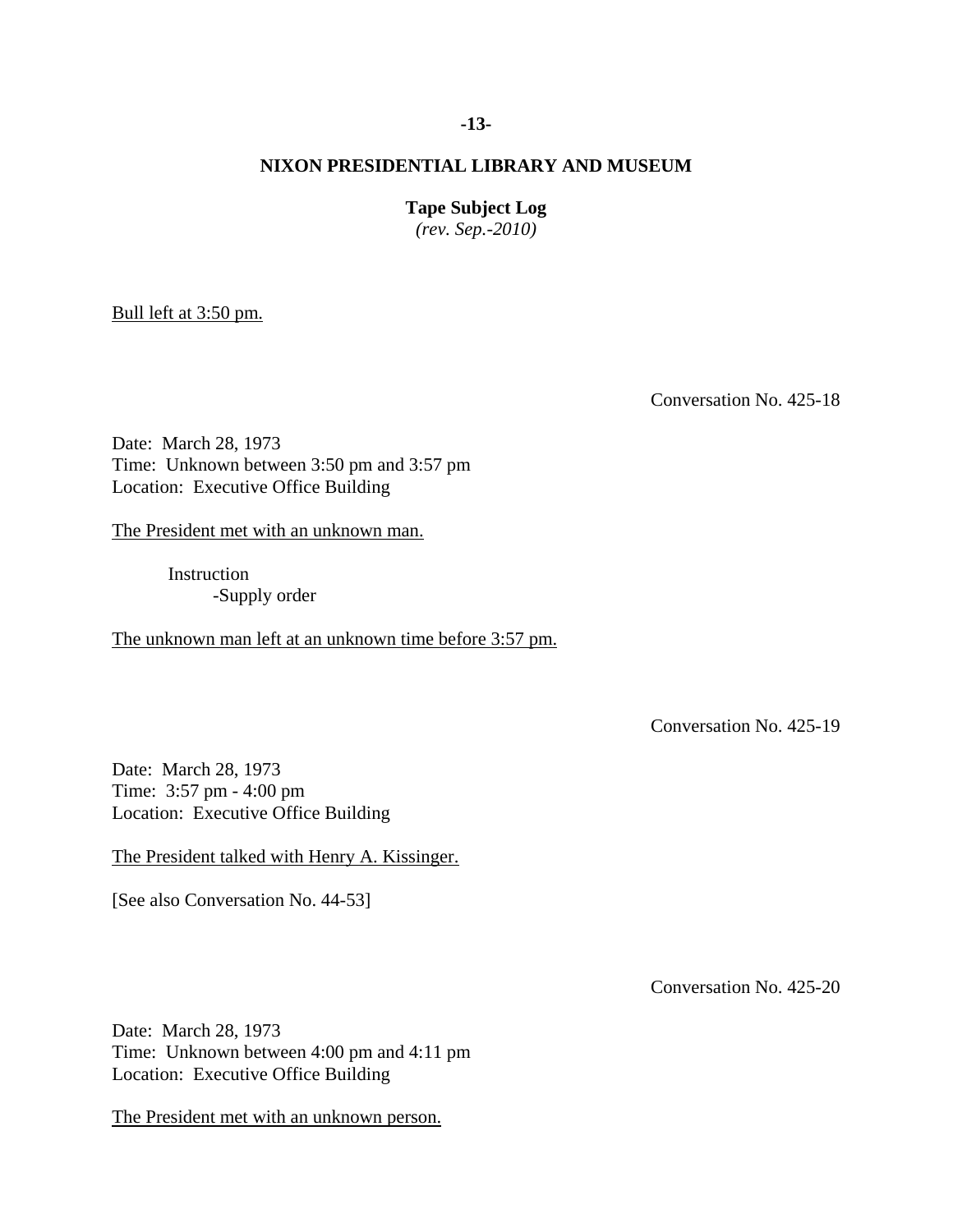Bull left at 3:50 pm.

Conversation No. 425-18

Date: March 28, 1973
Time: Unknown between 3:50 pm and 3:57 pm
Location: Executive Office Building

The President met with an unknown man.

Instruction
- Supply order

The unknown man left at an unknown time before 3:57 pm.

Conversation No. 425-19

Date: March 28, 1973
Time: 3:57 pm - 4:00 pm
Location: Executive Office Building

The President talked with Henry A. Kissinger.

[See also Conversation No. 44-53]

Conversation No. 425-20

Date: March 28, 1973
Time: Unknown between 4:00 pm and 4:11 pm
Location: Executive Office Building

The President met with an unknown person.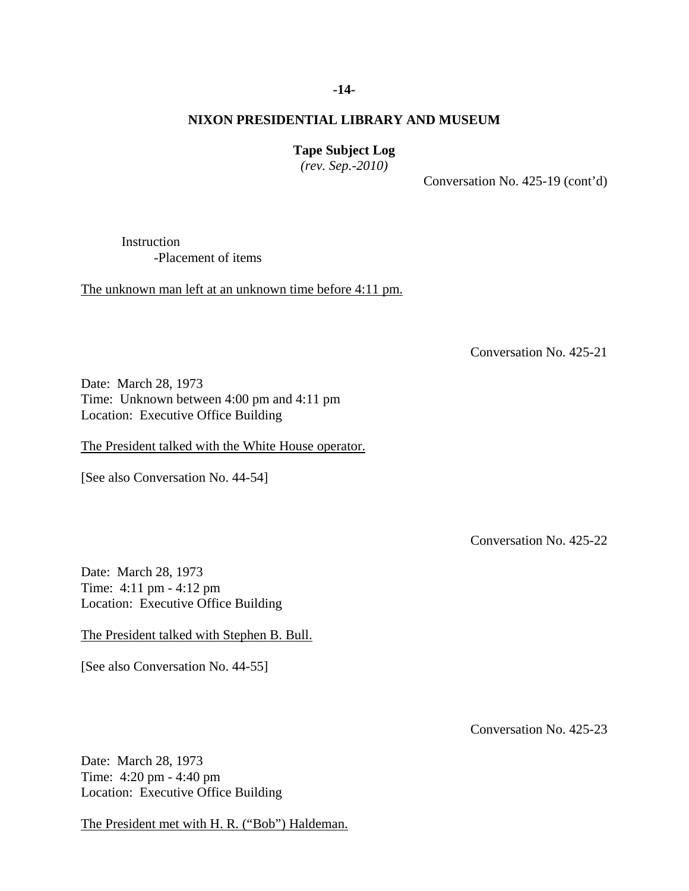Conversation No. 425-19 (cont'd)

Instruction
- Placement of items

The unknown man left at an unknown time before 4:11 pm.

Conversation No. 425-21

Date: March 28, 1973
Time: Unknown between 4:00 pm and 4:11 pm
Location: Executive Office Building

The President talked with the White House operator.

[See also Conversation No. 44-54]

Conversation No. 425-22

Date: March 28, 1973
Time: 4:11 pm - 4:12 pm
Location: Executive Office Building

The President talked with Stephen B. Bull.

[See also Conversation No. 44-55]

Conversation No. 425-23

Date: March 28, 1973
Time: 4:20 pm - 4:40 pm
Location: Executive Office Building

The President met with H. R. ("Bob") Haldeman.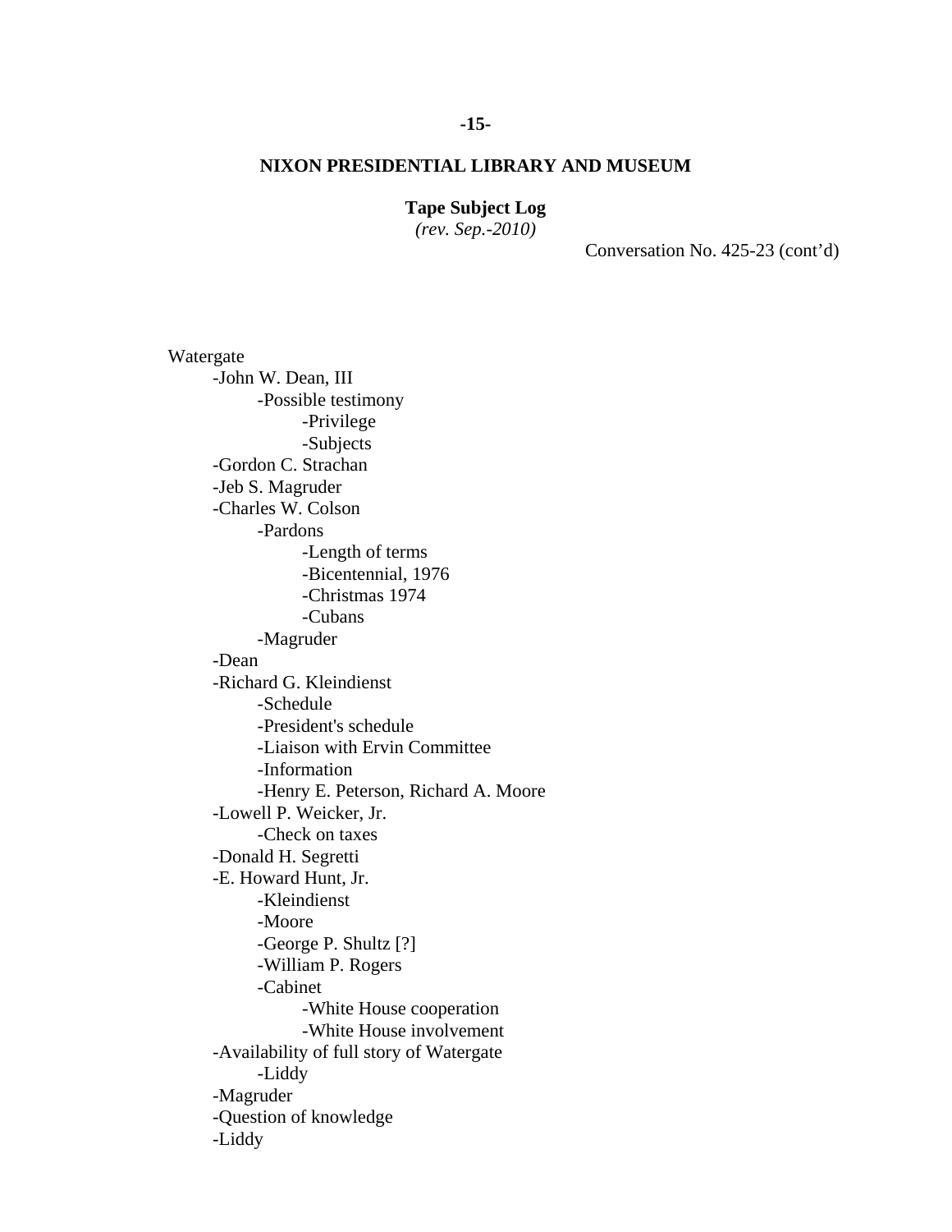**NIXON PRESIDENTIAL LIBRARY AND MUSEUM**

**Tape Subject Log**
*(rev. Sep.-2010)*

Conversation No. 425-23 (cont'd)

Watergate
- -John W. Dean, III
  - -Possible testimony
    - -Privilege
    - -Subjects
- -Gordon C. Strachan
- -Jeb S. Magruder
- -Charles W. Colson
  - -Pardons
    - -Length of terms
    - -Bicentennial, 1976
    - -Christmas 1974
    - -Cubans
  - -Magruder
- -Dean
- -Richard G. Kleindienst
  - -Schedule
  - -President's schedule
  - -Liaison with Ervin Committee
  - -Information
  - -Henry E. Peterson, Richard A. Moore
- -Lowell P. Weicker, Jr.
  - -Check on taxes
- -Donald H. Segretti
- -E. Howard Hunt, Jr.
  - -Kleindienst
  - -Moore
  - -George P. Shultz [?]
  - -William P. Rogers
  - -Cabinet
    - -White House cooperation
    - -White House involvement
- -Availability of full story of Watergate
  - -Liddy
- -Magruder
- -Question of knowledge
- -Liddy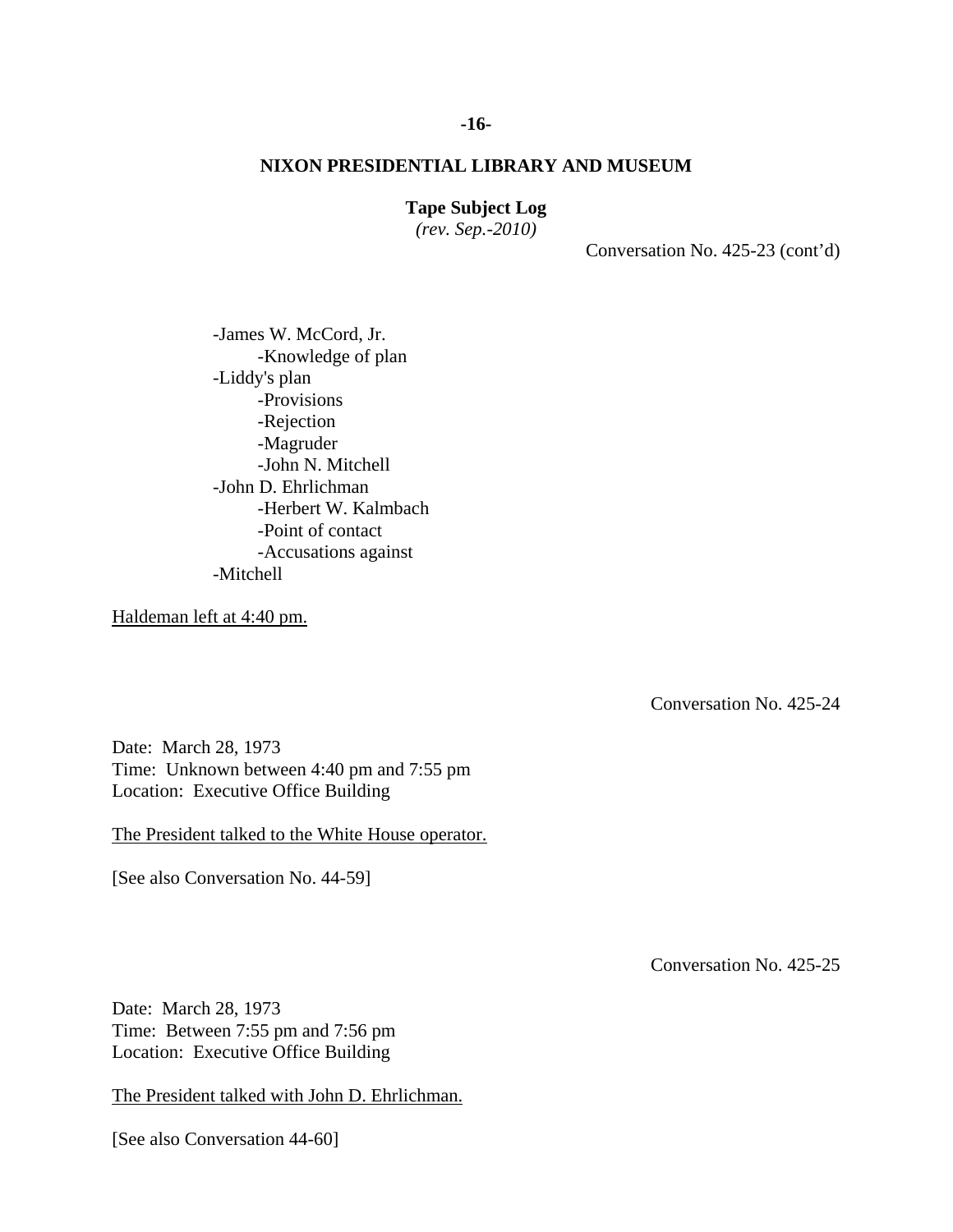**NIXON PRESIDENTIAL LIBRARY AND MUSEUM**

**Tape Subject Log**
*(rev. Sep.-2010)*

Conversation No. 425-23 (cont'd)

- -James W. McCord, Jr.
  - -Knowledge of plan
- -Liddy's plan
  - -Provisions
  - -Rejection
  - -Magruder
  - -John N. Mitchell
- -John D. Ehrlichman
  - -Herbert W. Kalmbach
  - -Point of contact
  - -Accusations against
- -Mitchell

Haldeman left at 4:40 pm.

Conversation No. 425-24

Date: March 28, 1973
Time: Unknown between 4:40 pm and 7:55 pm
Location: Executive Office Building

The President talked to the White House operator.

[See also Conversation No. 44-59]

Conversation No. 425-25

Date: March 28, 1973
Time: Between 7:55 pm and 7:56 pm
Location: Executive Office Building

The President talked with John D. Ehrlichman.

[See also Conversation 44-60]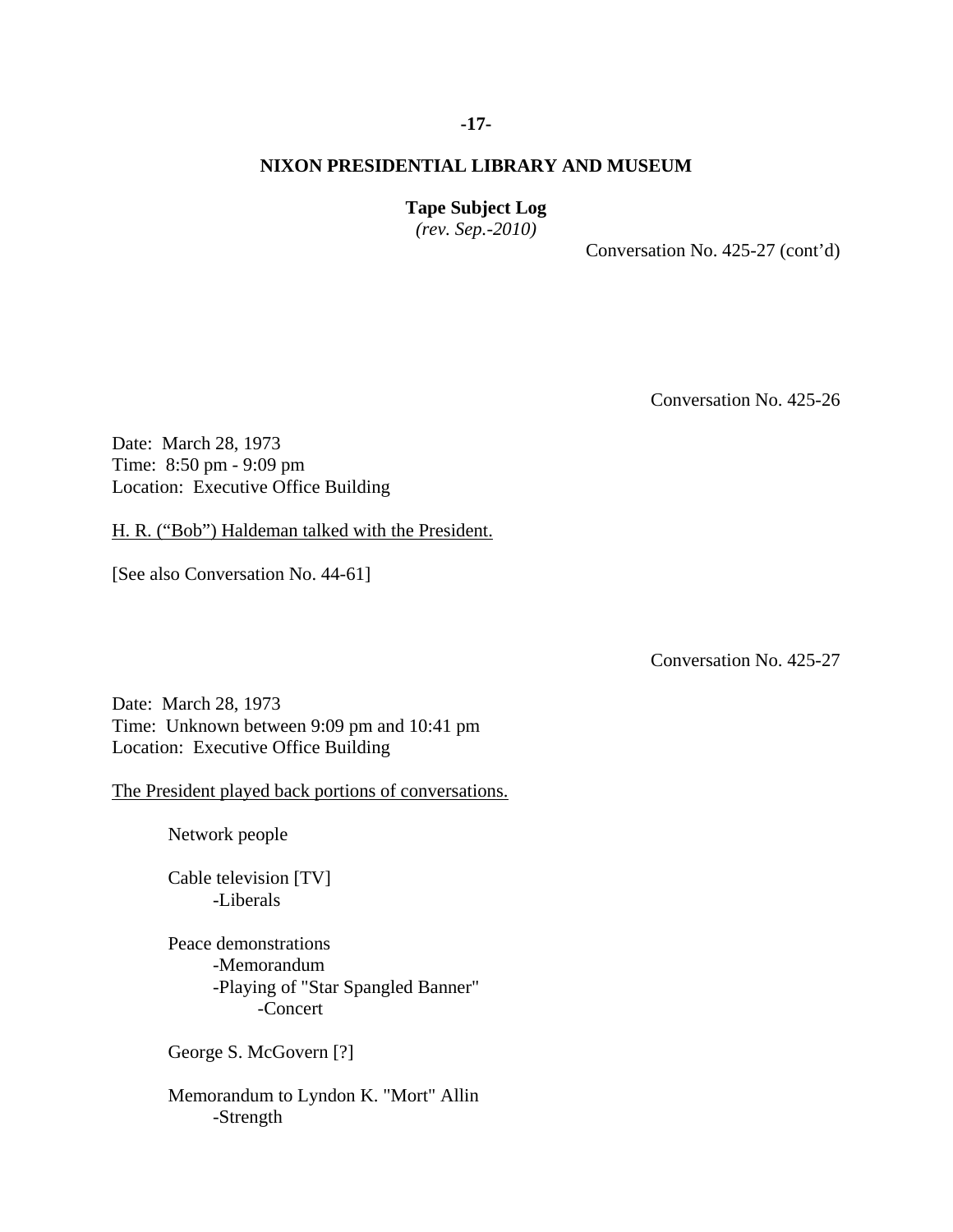Conversation No. 425-27 (cont'd)

Conversation No. 425-26

Date: March 28, 1973
Time: 8:50 pm - 9:09 pm
Location: Executive Office Building

H. R. ("Bob") Haldeman talked with the President.

[See also Conversation No. 44-61]

Conversation No. 425-27

Date: March 28, 1973
Time: Unknown between 9:09 pm and 10:41 pm
Location: Executive Office Building

The President played back portions of conversations.

- Network people

- Cable television [TV]
  - -Liberals

- Peace demonstrations
  - -Memorandum
  - -Playing of "Star Spangled Banner"
    - -Concert

- George S. McGovern [?]

- Memorandum to Lyndon K. "Mort" Allin
  - -Strength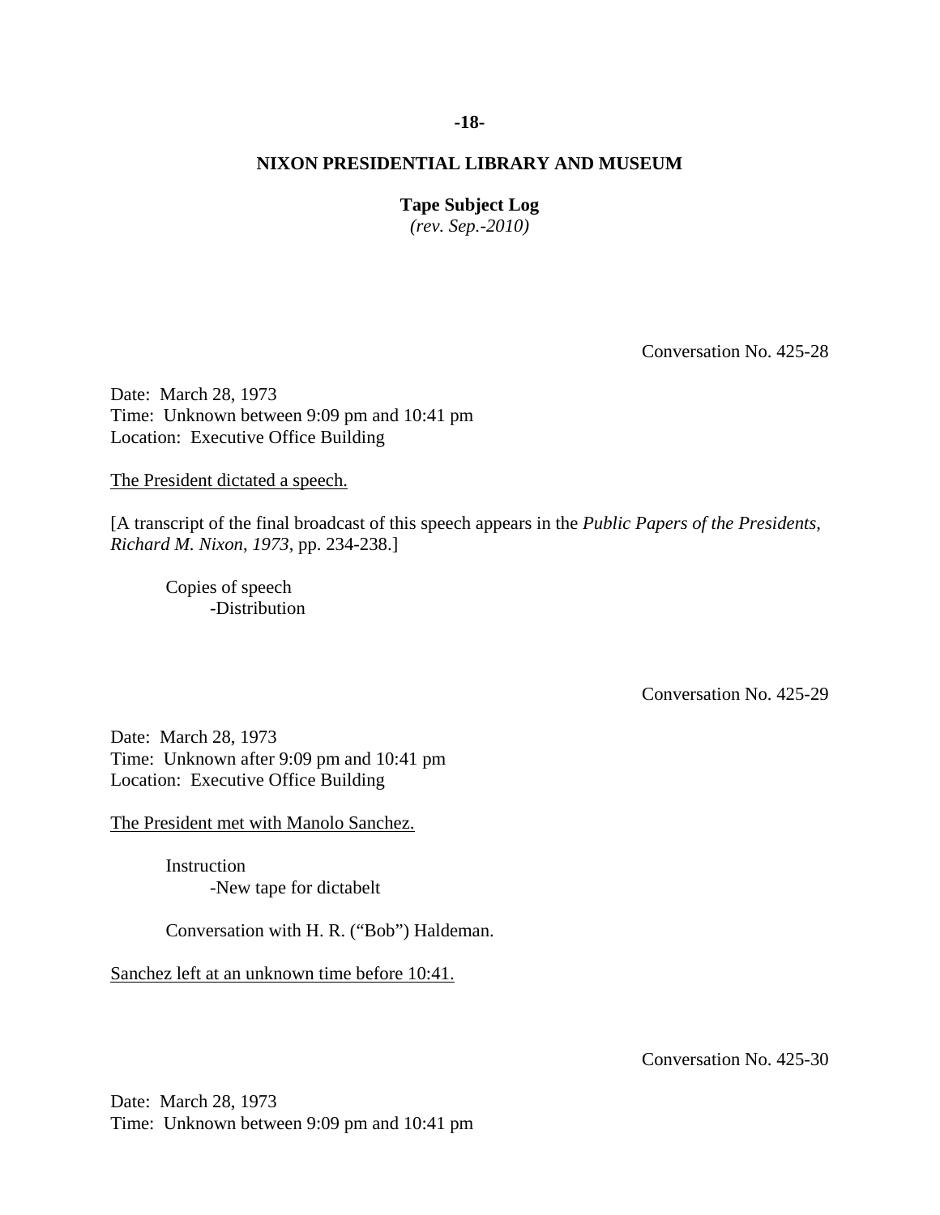NIXON PRESIDENTIAL LIBRARY AND MUSEUM

**Tape Subject Log**
*(rev. Sep.-2010)*

Conversation No. 425-28

Date: March 28, 1973
Time: Unknown between 9:09 pm and 10:41 pm
Location: Executive Office Building

The President dictated a speech.

[A transcript of the final broadcast of this speech appears in the *Public Papers of the Presidents, Richard M. Nixon*, *1973*, pp. 234-238.]

Copies of speech
- -Distribution

Conversation No. 425-29

Date: March 28, 1973
Time: Unknown after 9:09 pm and 10:41 pm
Location: Executive Office Building

The President met with Manolo Sanchez.

Instruction
- -New tape for dictabelt

Conversation with H. R. ("Bob") Haldeman.

Sanchez left at an unknown time before 10:41.

Conversation No. 425-30

Date: March 28, 1973
Time: Unknown between 9:09 pm and 10:41 pm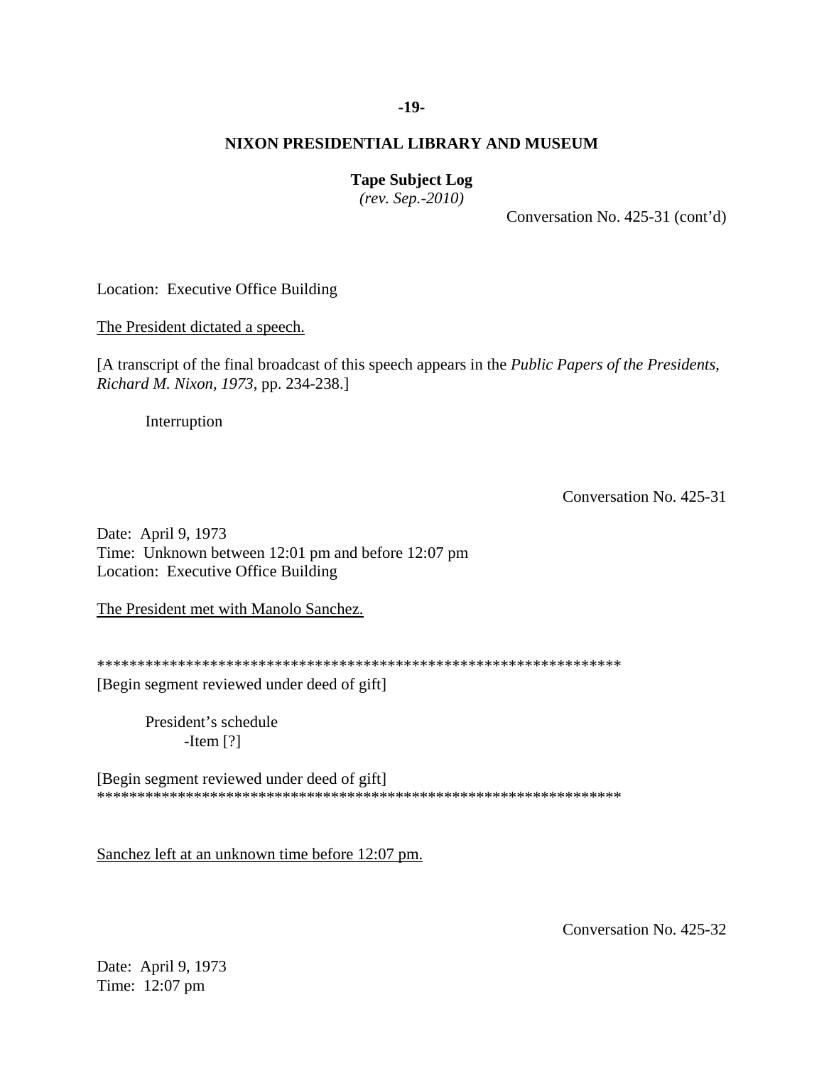**NIXON PRESIDENTIAL LIBRARY AND MUSEUM**

**Tape Subject Log**
*(rev. Sep.-2010)*

Conversation No. 425-31 (cont'd)

Location: Executive Office Building

The President dictated a speech.

[A transcript of the final broadcast of this speech appears in the *Public Papers of the Presidents, Richard M. Nixon, 1973*, pp. 234-238.]

Interruption

Conversation No. 425-31

Date: April 9, 1973
Time: Unknown between 12:01 pm and before 12:07 pm
Location: Executive Office Building

The President met with Manolo Sanchez.

*****************************************************************
[Begin segment reviewed under deed of gift]

President's schedule
-Item [?]

[Begin segment reviewed under deed of gift]
*****************************************************************

Sanchez left at an unknown time before 12:07 pm.

Conversation No. 425-32

Date: April 9, 1973
Time: 12:07 pm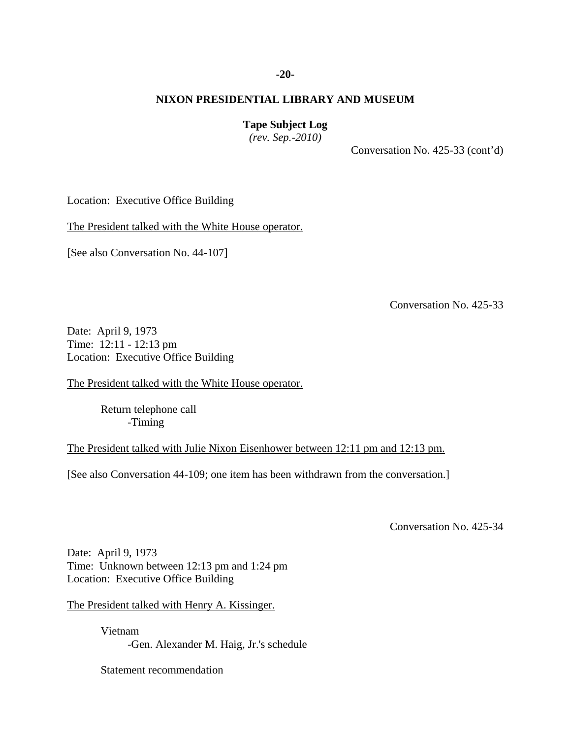Conversation No. 425-33 (cont'd)

Location: Executive Office Building

The President talked with the White House operator.

[See also Conversation No. 44-107]

Conversation No. 425-33

Date: April 9, 1973
Time: 12:11 - 12:13 pm
Location: Executive Office Building

The President talked with the White House operator.

Return telephone call
- Timing

The President talked with Julie Nixon Eisenhower between 12:11 pm and 12:13 pm.

[See also Conversation 44-109; one item has been withdrawn from the conversation.]

Conversation No. 425-34

Date: April 9, 1973
Time: Unknown between 12:13 pm and 1:24 pm
Location: Executive Office Building

The President talked with Henry A. Kissinger.

Vietnam
- Gen. Alexander M. Haig, Jr.'s schedule

Statement recommendation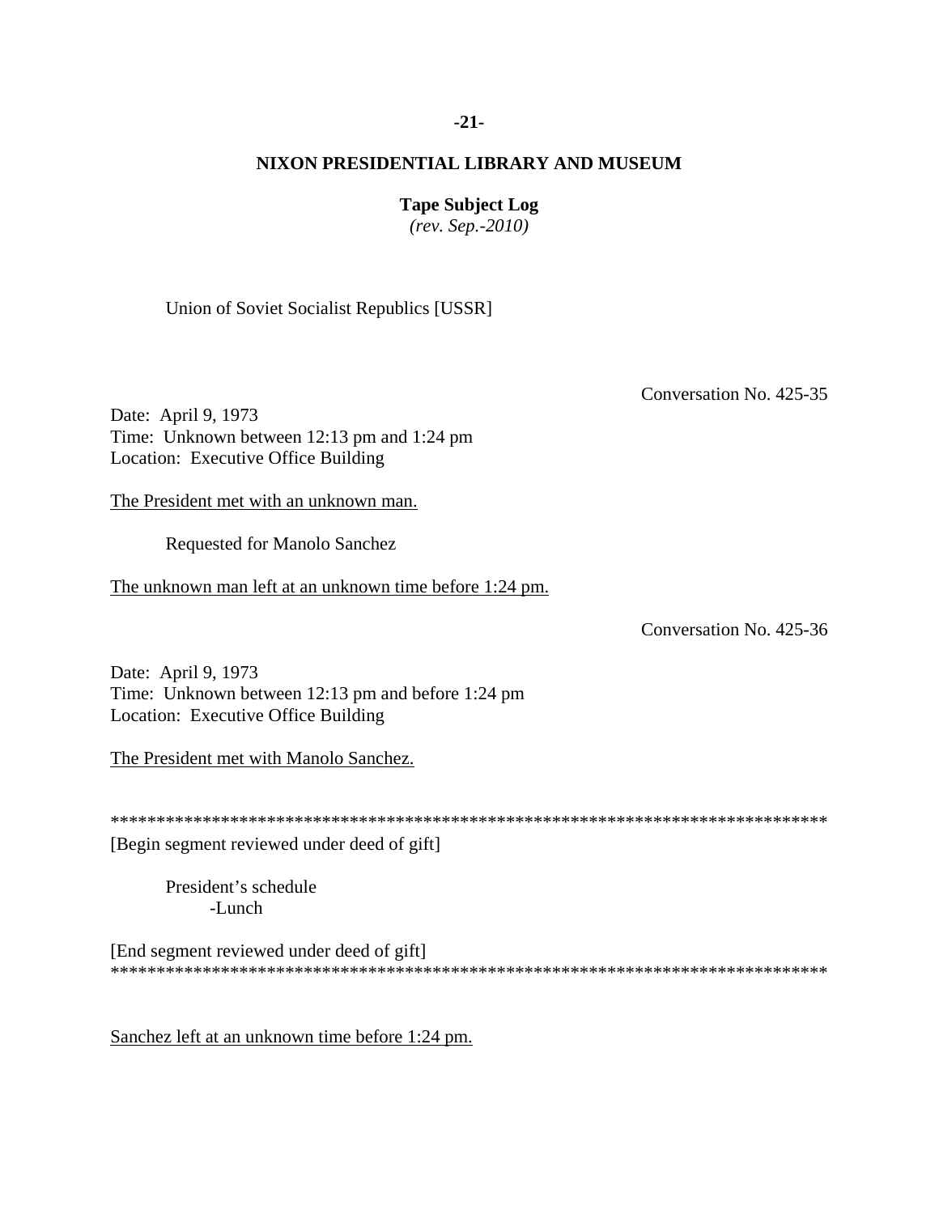Union of Soviet Socialist Republics [USSR]

Conversation No. 425-35

Date: April 9, 1973
Time: Unknown between 12:13 pm and 1:24 pm
Location: Executive Office Building

<u>The President met with an unknown man.</u>

Requested for Manolo Sanchez

<u>The unknown man left at an unknown time before 1:24 pm.</u>

Conversation No. 425-36

Date: April 9, 1973
Time: Unknown between 12:13 pm and before 1:24 pm
Location: Executive Office Building

<u>The President met with Manolo Sanchez.</u>

********************************************************************************
[Begin segment reviewed under deed of gift]

President's schedule
- Lunch

[End segment reviewed under deed of gift]
********************************************************************************

<u>Sanchez left at an unknown time before 1:24 pm.</u>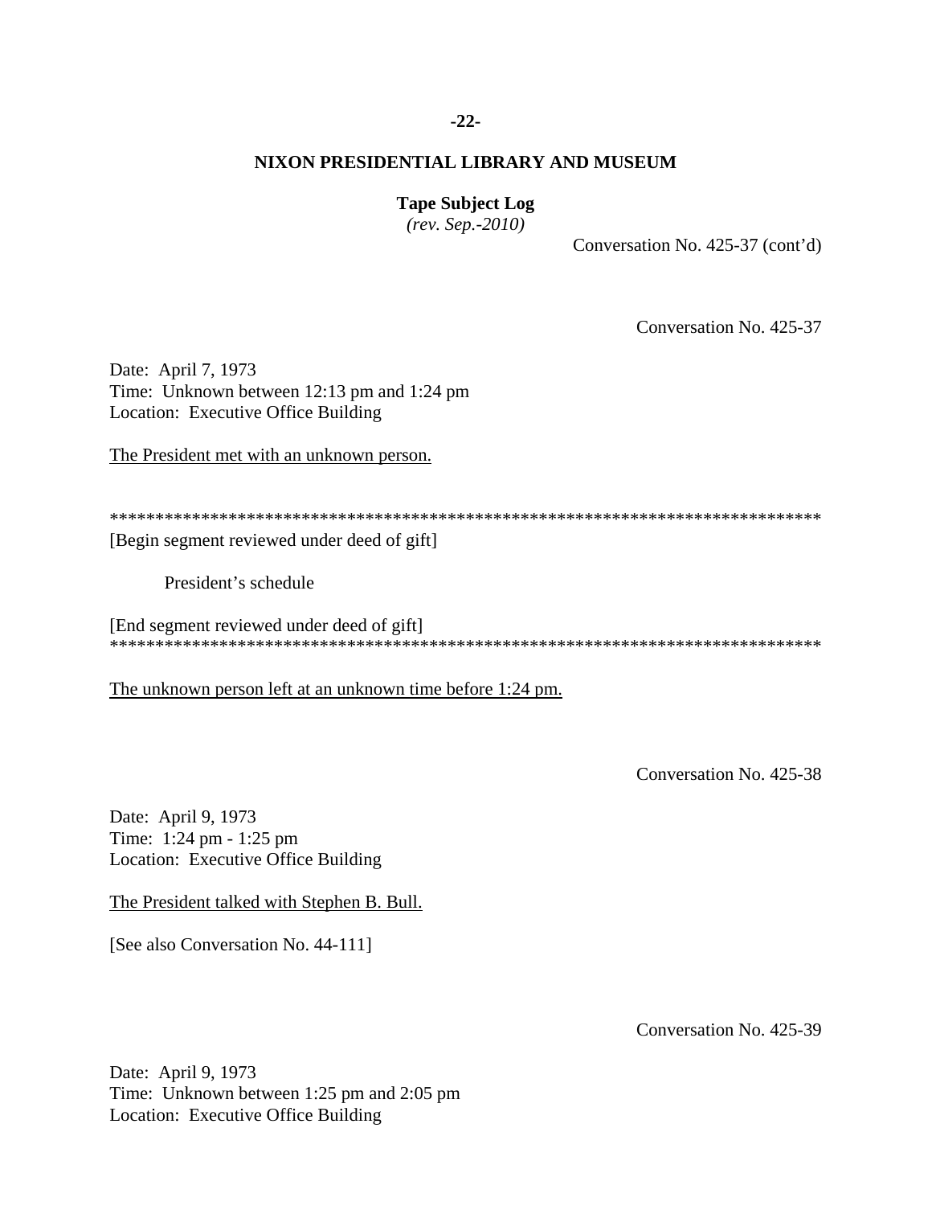Conversation No. 425-37 (cont'd)

Conversation No. 425-37

Date: April 7, 1973
Time: Unknown between 12:13 pm and 1:24 pm
Location: Executive Office Building

The President met with an unknown person.

*******************************************************************************
[Begin segment reviewed under deed of gift]

President's schedule

[End segment reviewed under deed of gift]
*******************************************************************************

The unknown person left at an unknown time before 1:24 pm.

Conversation No. 425-38

Date: April 9, 1973
Time: 1:24 pm - 1:25 pm
Location: Executive Office Building

The President talked with Stephen B. Bull.

[See also Conversation No. 44-111]

Conversation No. 425-39

Date: April 9, 1973
Time: Unknown between 1:25 pm and 2:05 pm
Location: Executive Office Building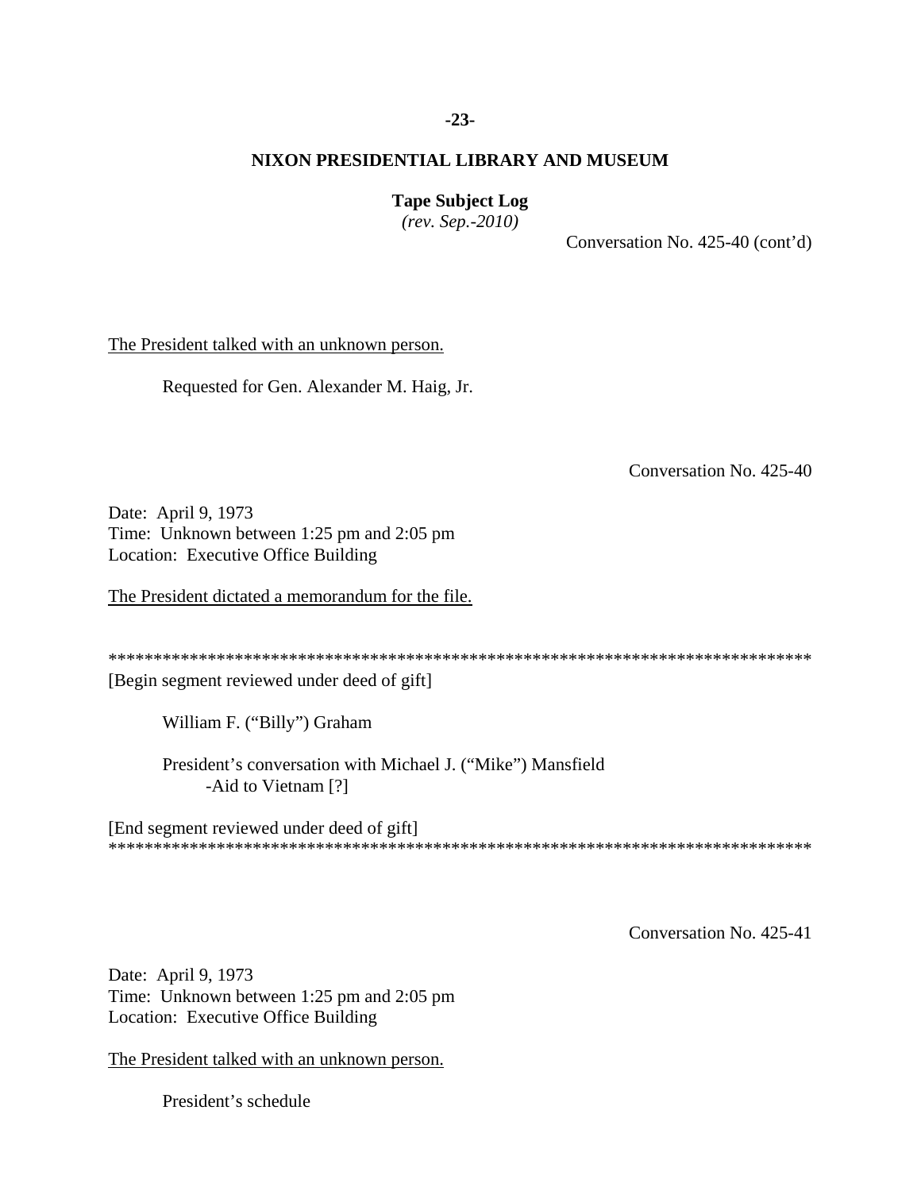Conversation No. 425-40 (cont'd)

The President talked with an unknown person.

Requested for Gen. Alexander M. Haig, Jr.

Conversation No. 425-40

Date: April 9, 1973
Time: Unknown between 1:25 pm and 2:05 pm
Location: Executive Office Building

The President dictated a memorandum for the file.

*******************************************************************************
[Begin segment reviewed under deed of gift]

William F. ("Billy") Graham

President's conversation with Michael J. ("Mike") Mansfield
-Aid to Vietnam [?]

[End segment reviewed under deed of gift]
*******************************************************************************

Conversation No. 425-41

Date: April 9, 1973
Time: Unknown between 1:25 pm and 2:05 pm
Location: Executive Office Building

The President talked with an unknown person.

President's schedule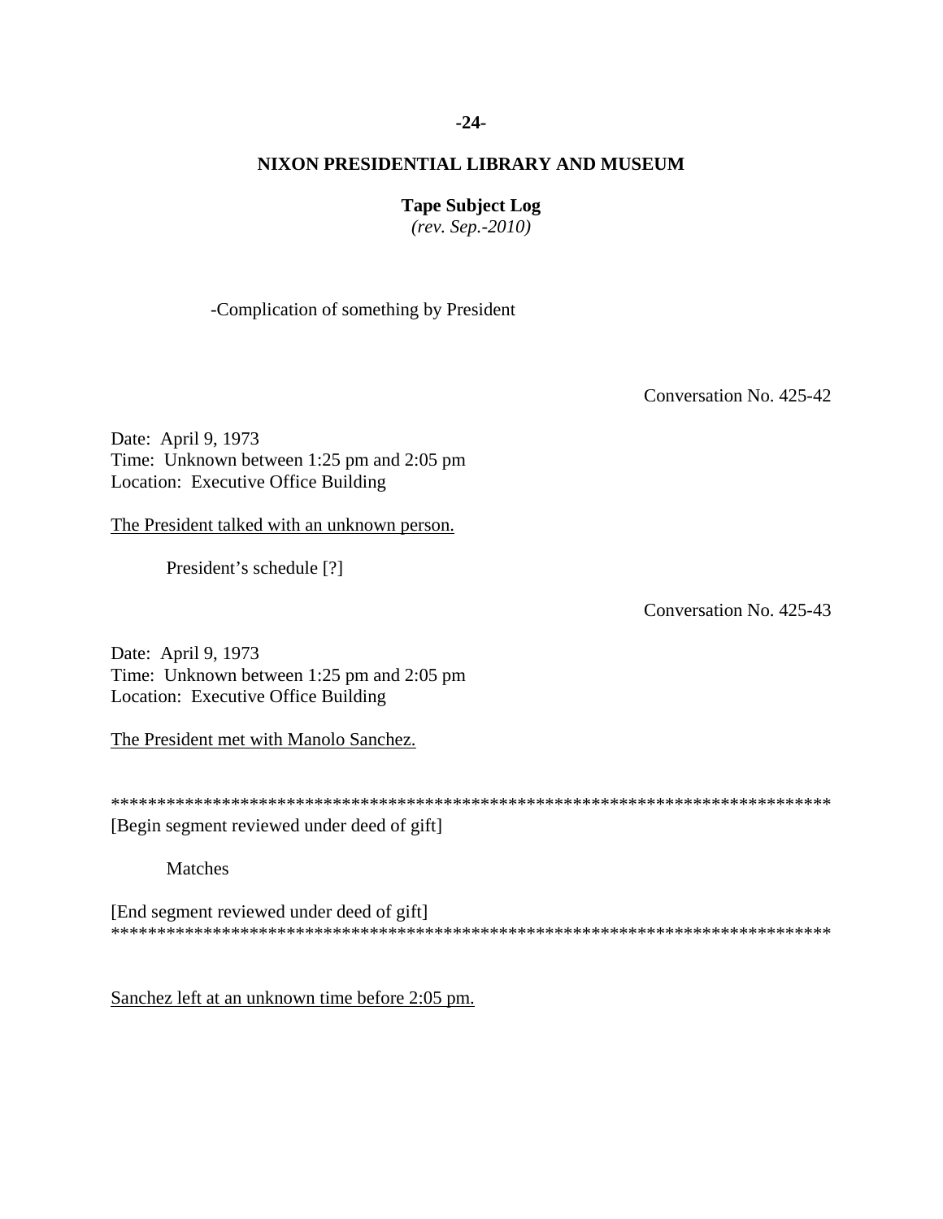-Complication of something by President

Conversation No. 425-42

Date: April 9, 1973
Time: Unknown between 1:25 pm and 2:05 pm
Location: Executive Office Building

<u>The President talked with an unknown person.</u>

President's schedule [?]

Conversation No. 425-43

Date: April 9, 1973
Time: Unknown between 1:25 pm and 2:05 pm
Location: Executive Office Building

<u>The President met with Manolo Sanchez.</u>

********************************************************************************
[Begin segment reviewed under deed of gift]

Matches

[End segment reviewed under deed of gift]
********************************************************************************

<u>Sanchez left at an unknown time before 2:05 pm.</u>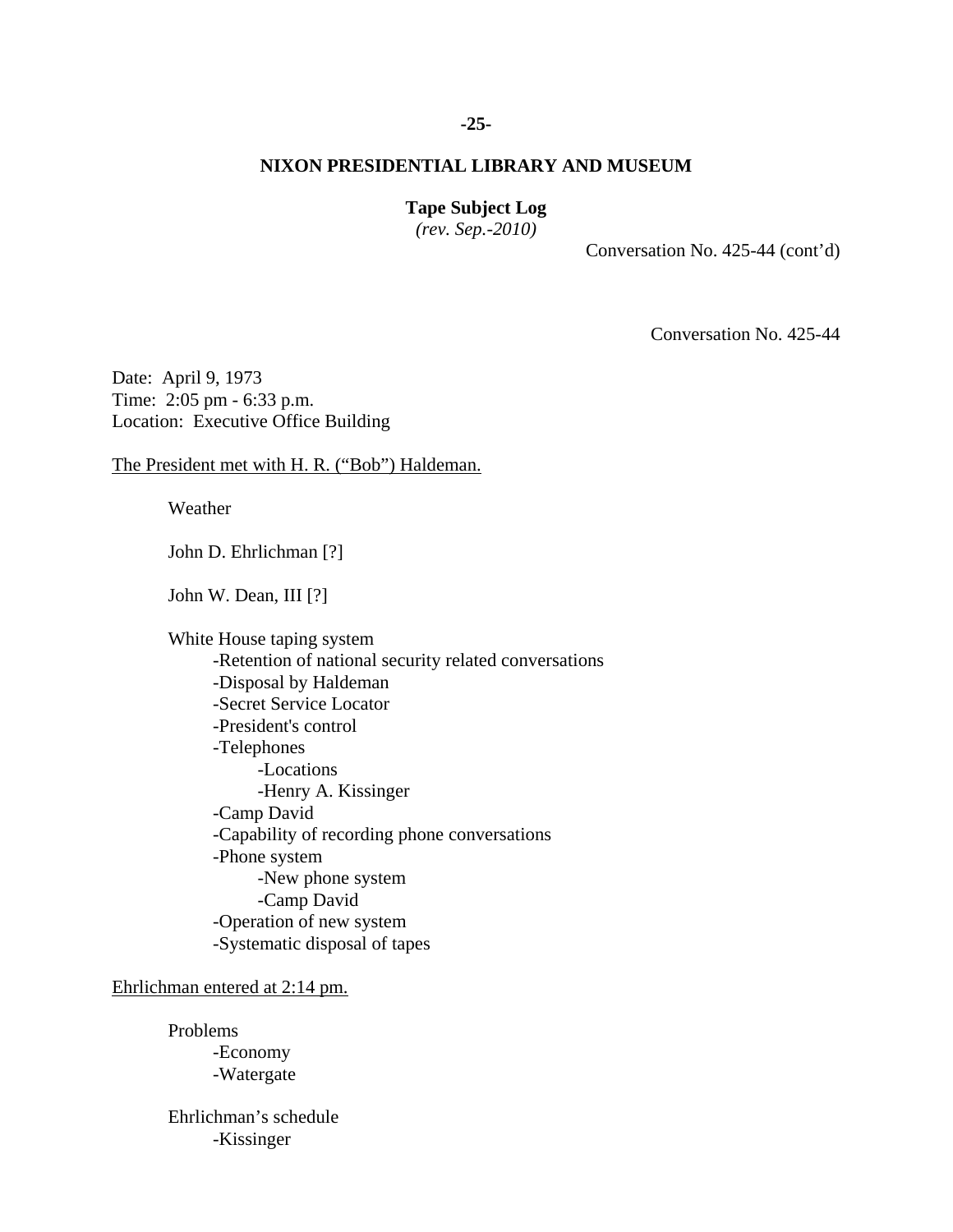**NIXON PRESIDENTIAL LIBRARY AND MUSEUM**

**Tape Subject Log**
*(rev. Sep.-2010)*

Conversation No. 425-44 (cont'd)

Conversation No. 425-44

Date: April 9, 1973
Time: 2:05 pm - 6:33 p.m.
Location: Executive Office Building

The President met with H. R. ("Bob") Haldeman.

Weather

John D. Ehrlichman [?]

John W. Dean, III [?]

White House taping system
- -Retention of national security related conversations
- -Disposal by Haldeman
- -Secret Service Locator
- -President's control
- -Telephones
    - -Locations
    - -Henry A. Kissinger
- -Camp David
- -Capability of recording phone conversations
- -Phone system
    - -New phone system
    - -Camp David
- -Operation of new system
- -Systematic disposal of tapes

Ehrlichman entered at 2:14 pm.

Problems
- -Economy
- -Watergate

Ehrlichman's schedule
- -Kissinger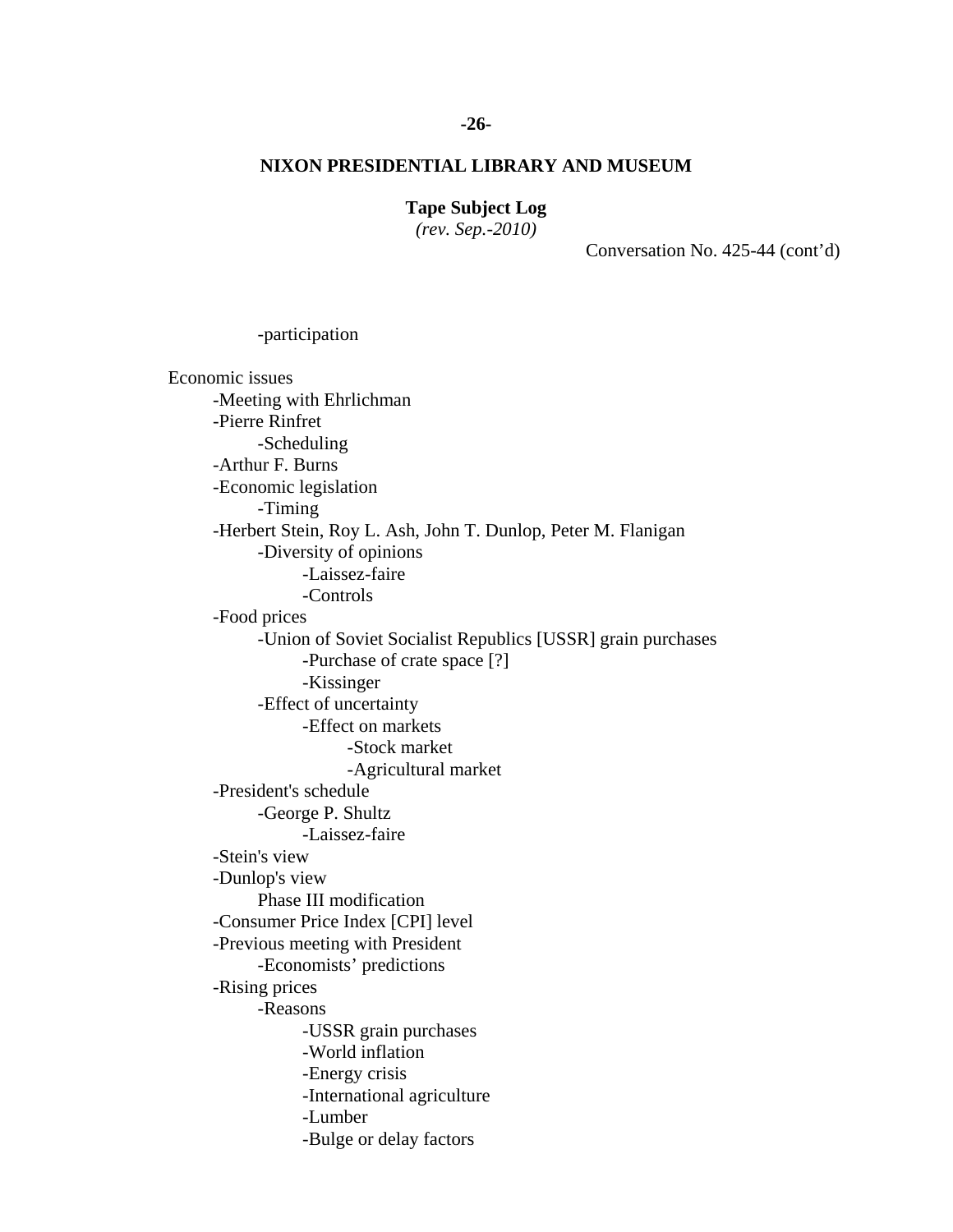**NIXON PRESIDENTIAL LIBRARY AND MUSEUM**

**Tape Subject Log**
*(rev. Sep.-2010)*

Conversation No. 425-44 (cont'd)

- -participation

Economic issues
- -Meeting with Ehrlichman
- -Pierre Rinfret
  - -Scheduling
- -Arthur F. Burns
- -Economic legislation
  - -Timing
- -Herbert Stein, Roy L. Ash, John T. Dunlop, Peter M. Flanigan
  - -Diversity of opinions
    - -Laissez-faire
    - -Controls
- -Food prices
  - -Union of Soviet Socialist Republics [USSR] grain purchases
    - -Purchase of crate space [?]
    - -Kissinger
  - -Effect of uncertainty
    - -Effect on markets
      - -Stock market
      - -Agricultural market
- -President's schedule
  - -George P. Shultz
    - -Laissez-faire
- -Stein's view
- -Dunlop's view
  - Phase III modification
- -Consumer Price Index [CPI] level
- -Previous meeting with President
  - -Economists' predictions
- -Rising prices
  - -Reasons
    - -USSR grain purchases
    - -World inflation
    - -Energy crisis
    - -International agriculture
    - -Lumber
    - -Bulge or delay factors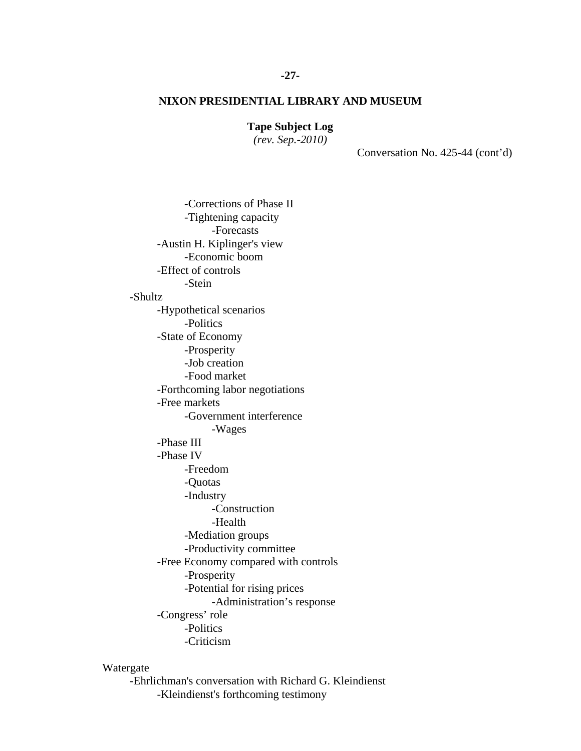**NIXON PRESIDENTIAL LIBRARY AND MUSEUM**

**Tape Subject Log**
*(rev. Sep.-2010)*

Conversation No. 425-44 (cont'd)

- -Corrections of Phase II
- -Tightening capacity
    - -Forecasts
- -Austin H. Kiplinger's view
    - -Economic boom
- -Effect of controls
    - -Stein
- -Shultz
    - -Hypothetical scenarios
        - -Politics
    - -State of Economy
        - -Prosperity
        - -Job creation
        - -Food market
    - -Forthcoming labor negotiations
    - -Free markets
        - -Government interference
            - -Wages
    - -Phase III
    - -Phase IV
        - -Freedom
        - -Quotas
        - -Industry
            - -Construction
            - -Health
        - -Mediation groups
        - -Productivity committee
    - -Free Economy compared with controls
        - -Prosperity
        - -Potential for rising prices
            - -Administration's response
    - -Congress' role
        - -Politics
        - -Criticism

Watergate

- -Ehrlichman's conversation with Richard G. Kleindienst
    - -Kleindienst's forthcoming testimony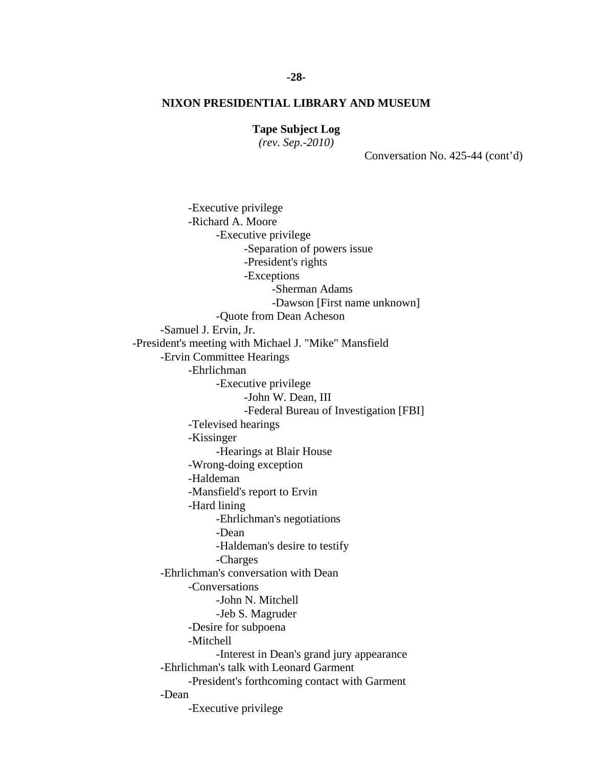**NIXON PRESIDENTIAL LIBRARY AND MUSEUM**

**Tape Subject Log**
*(rev. Sep.-2010)*

Conversation No. 425-44 (cont'd)

- -Executive privilege
- -Richard A. Moore
    - -Executive privilege
        - -Separation of powers issue
        - -President's rights
        - -Exceptions
            - -Sherman Adams
            - -Dawson [First name unknown]
    - -Quote from Dean Acheson
- -Samuel J. Ervin, Jr.

-President's meeting with Michael J. "Mike" Mansfield

- -Ervin Committee Hearings
    - -Ehrlichman
        - -Executive privilege
            - -John W. Dean, III
            - -Federal Bureau of Investigation [FBI]
    - -Televised hearings
    - -Kissinger
        - -Hearings at Blair House
    - -Wrong-doing exception
    - -Haldeman
    - -Mansfield's report to Ervin
    - -Hard lining
        - -Ehrlichman's negotiations
        - -Dean
        - -Haldeman's desire to testify
        - -Charges
- -Ehrlichman's conversation with Dean
    - -Conversations
        - -John N. Mitchell
        - -Jeb S. Magruder
    - -Desire for subpoena
    - -Mitchell
        - -Interest in Dean's grand jury appearance
- -Ehrlichman's talk with Leonard Garment
    - -President's forthcoming contact with Garment
- -Dean
    - -Executive privilege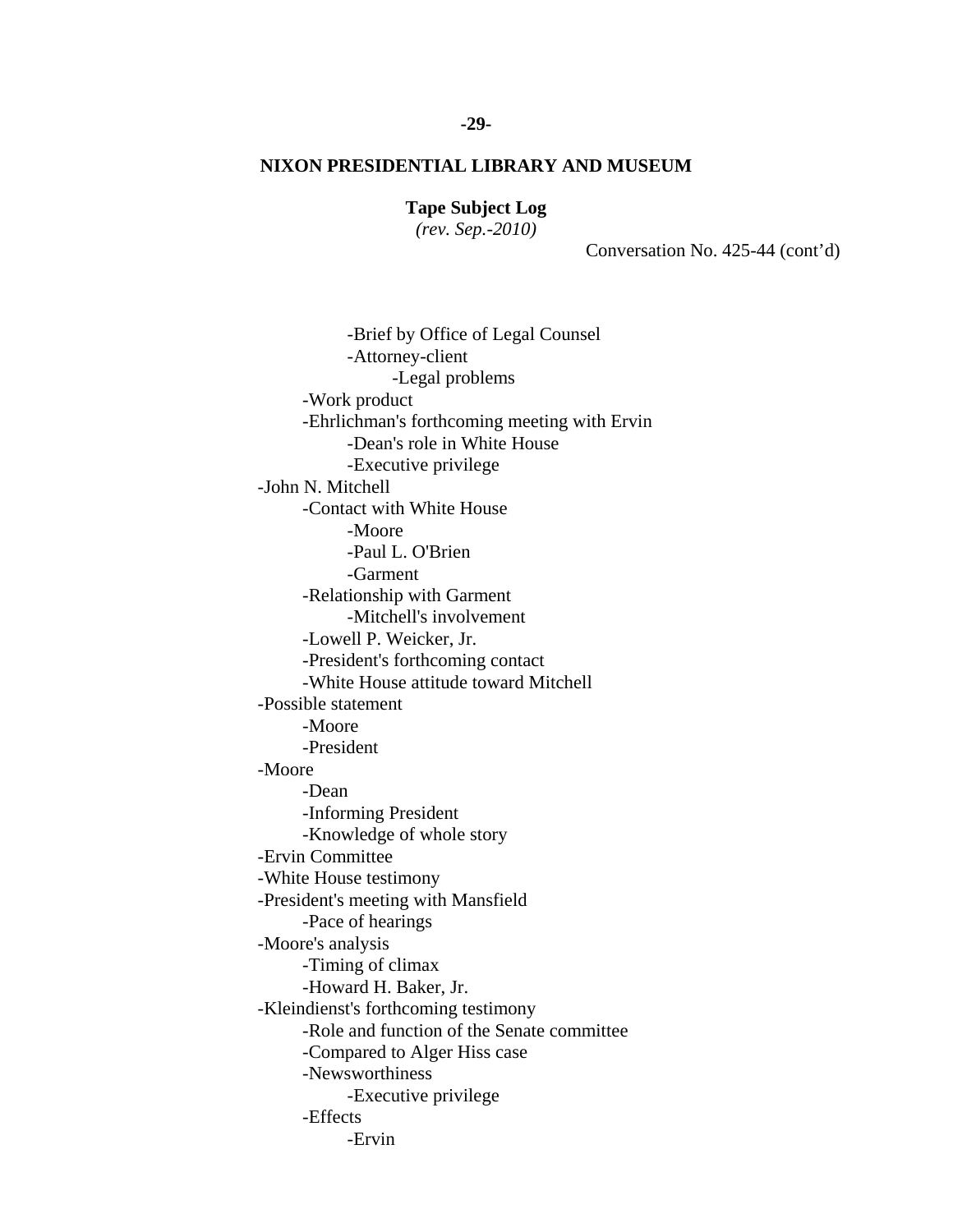**NIXON PRESIDENTIAL LIBRARY AND MUSEUM**

**Tape Subject Log**
*(rev. Sep.-2010)*

Conversation No. 425-44 (cont'd)

- -Brief by Office of Legal Counsel
- -Attorney-client
    - -Legal problems
- -Work product
- -Ehrlichman's forthcoming meeting with Ervin
    - -Dean's role in White House
    - -Executive privilege

-John N. Mitchell
- -Contact with White House
    - -Moore
    - -Paul L. O'Brien
    - -Garment
- -Relationship with Garment
    - -Mitchell's involvement
- -Lowell P. Weicker, Jr.
- -President's forthcoming contact
- -White House attitude toward Mitchell

-Possible statement
- -Moore
- -President

-Moore
- -Dean
- -Informing President
- -Knowledge of whole story

-Ervin Committee

-White House testimony

-President's meeting with Mansfield
- -Pace of hearings

-Moore's analysis
- -Timing of climax
- -Howard H. Baker, Jr.

-Kleindienst's forthcoming testimony
- -Role and function of the Senate committee
- -Compared to Alger Hiss case
- -Newsworthiness
    - -Executive privilege
- -Effects
    - -Ervin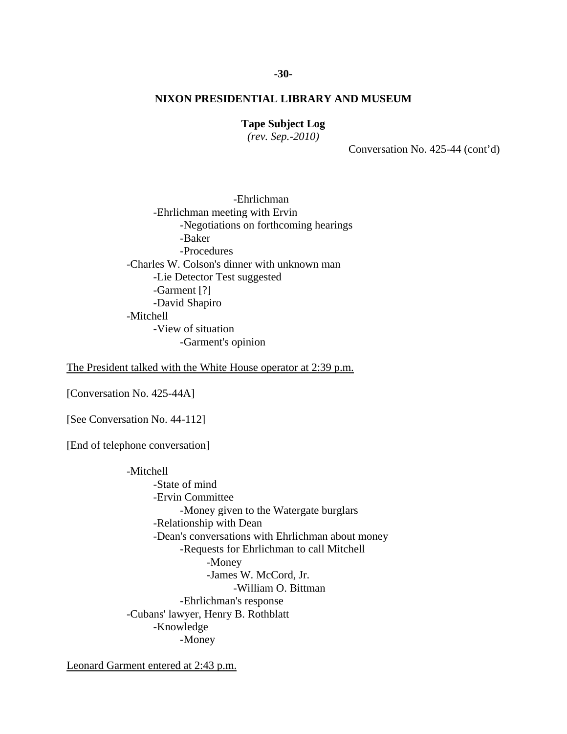**NIXON PRESIDENTIAL LIBRARY AND MUSEUM**

**Tape Subject Log**
*(rev. Sep.-2010)*

Conversation No. 425-44 (cont'd)

- -Ehrlichman
  - -Ehrlichman meeting with Ervin
    - -Negotiations on forthcoming hearings
    - -Baker
    - -Procedures
- -Charles W. Colson's dinner with unknown man
  - -Lie Detector Test suggested
  - -Garment [?]
  - -David Shapiro
- -Mitchell
  - -View of situation
    - -Garment's opinion

The President talked with the White House operator at 2:39 p.m.

[Conversation No. 425-44A]

[See Conversation No. 44-112]

[End of telephone conversation]

- -Mitchell
  - -State of mind
  - -Ervin Committee
    - -Money given to the Watergate burglars
  - -Relationship with Dean
  - -Dean's conversations with Ehrlichman about money
    - -Requests for Ehrlichman to call Mitchell
      - -Money
      - -James W. McCord, Jr.
        - -William O. Bittman
    - -Ehrlichman's response
- -Cubans' lawyer, Henry B. Rothblatt
  - -Knowledge
    - -Money

Leonard Garment entered at 2:43 p.m.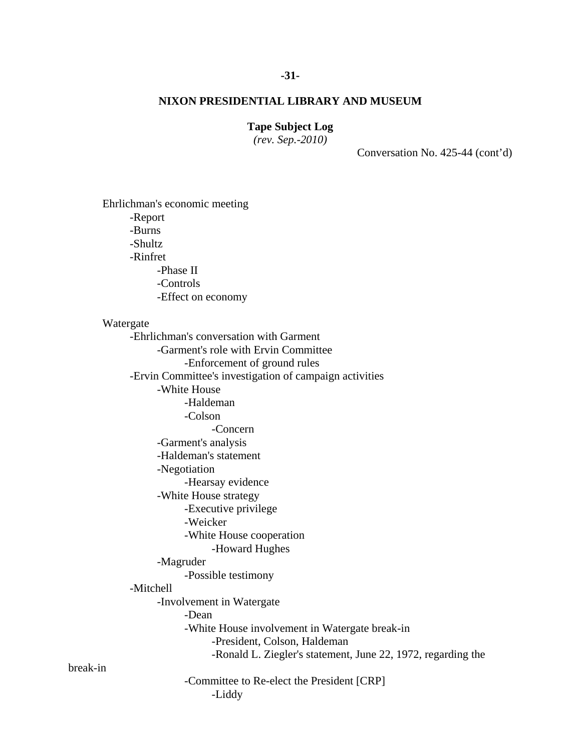## NIXON PRESIDENTIAL LIBRARY AND MUSEUM

**Tape Subject Log**
*(rev. Sep.-2010)*

Conversation No. 425-44 (cont'd)

Ehrlichman's economic meeting
- -Report
- -Burns
- -Shultz
- -Rinfret
  - -Phase II
  - -Controls
  - -Effect on economy

Watergate
- -Ehrlichman's conversation with Garment
  - -Garment's role with Ervin Committee
    - -Enforcement of ground rules
- -Ervin Committee's investigation of campaign activities
  - -White House
    - -Haldeman
    - -Colson
      - -Concern
  - -Garment's analysis
  - -Haldeman's statement
  - -Negotiation
    - -Hearsay evidence
  - -White House strategy
    - -Executive privilege
    - -Weicker
    - -White House cooperation
      - -Howard Hughes
  - -Magruder
    - -Possible testimony
- -Mitchell
  - -Involvement in Watergate
    - -Dean
    - -White House involvement in Watergate break-in
      - -President, Colson, Haldeman
      - -Ronald L. Ziegler's statement, June 22, 1972, regarding the break-in
    - -Committee to Re-elect the President [CRP]
      - -Liddy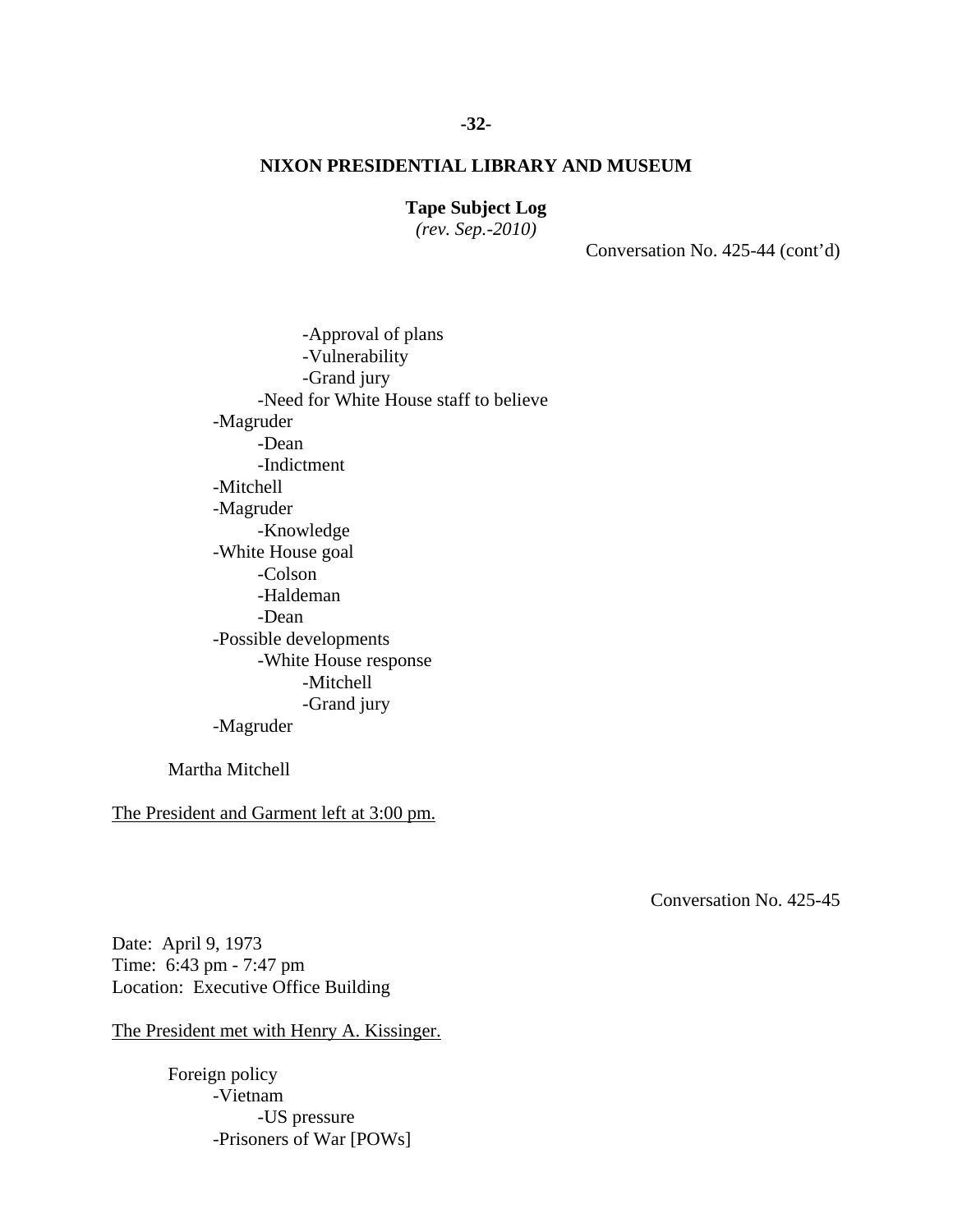**NIXON PRESIDENTIAL LIBRARY AND MUSEUM**

**Tape Subject Log**
*(rev. Sep.-2010)*

Conversation No. 425-44 (cont'd)

- -Approval of plans
- -Vulnerability
- -Grand jury
- -Need for White House staff to believe
- -Magruder
  - -Dean
  - -Indictment
- -Mitchell
- -Magruder
  - -Knowledge
- -White House goal
  - -Colson
  - -Haldeman
  - -Dean
- -Possible developments
  - -White House response
    - -Mitchell
    - -Grand jury
- -Magruder

Martha Mitchell

The President and Garment left at 3:00 pm.

Conversation No. 425-45

Date: April 9, 1973
Time: 6:43 pm - 7:47 pm
Location: Executive Office Building

The President met with Henry A. Kissinger.

Foreign policy
- -Vietnam
  - -US pressure
- -Prisoners of War [POWs]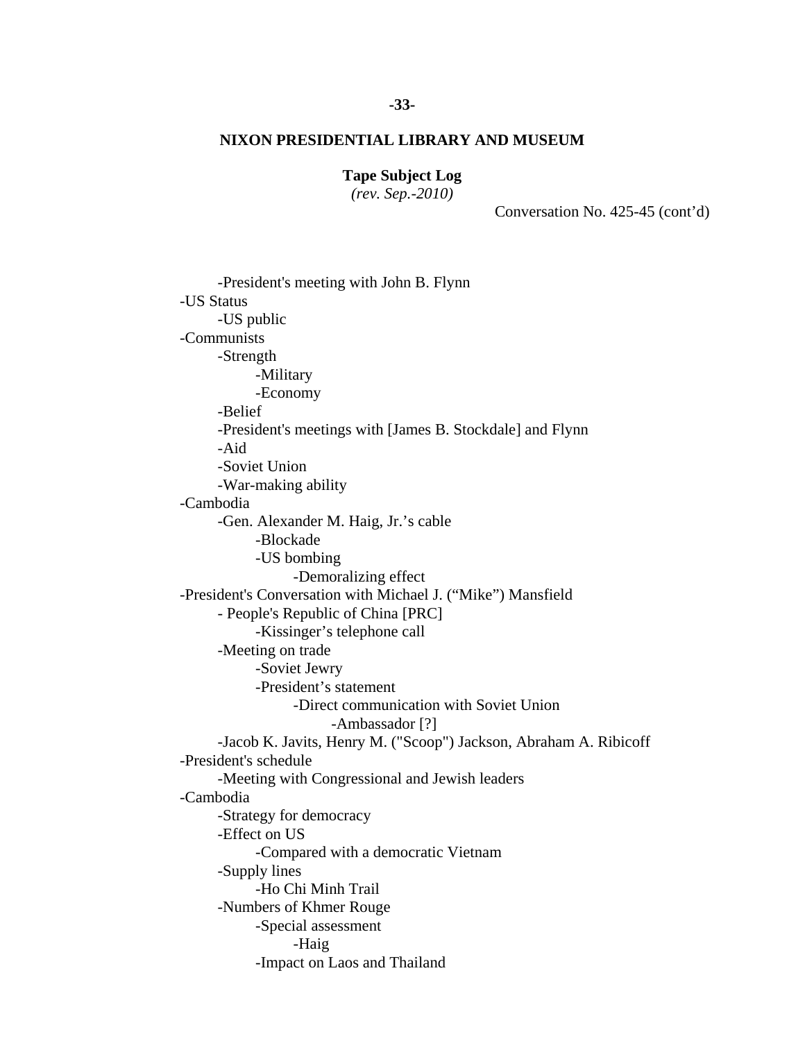Conversation No. 425-45 (cont'd)

- -President's meeting with John B. Flynn
- -US Status
  - -US public
- -Communists
  - -Strength
    - -Military
    - -Economy
  - -Belief
  - -President's meetings with [James B. Stockdale] and Flynn
  - -Aid
  - -Soviet Union
  - -War-making ability
- -Cambodia
  - -Gen. Alexander M. Haig, Jr.'s cable
    - -Blockade
    - -US bombing
      - -Demoralizing effect
- -President's Conversation with Michael J. ("Mike") Mansfield
  - - People's Republic of China [PRC]
    - -Kissinger's telephone call
  - -Meeting on trade
    - -Soviet Jewry
    - -President's statement
      - -Direct communication with Soviet Union
        - -Ambassador [?]
  - -Jacob K. Javits, Henry M. ("Scoop") Jackson, Abraham A. Ribicoff
- -President's schedule
  - -Meeting with Congressional and Jewish leaders
- -Cambodia
  - -Strategy for democracy
  - -Effect on US
    - -Compared with a democratic Vietnam
  - -Supply lines
    - -Ho Chi Minh Trail
  - -Numbers of Khmer Rouge
    - -Special assessment
      - -Haig
    - -Impact on Laos and Thailand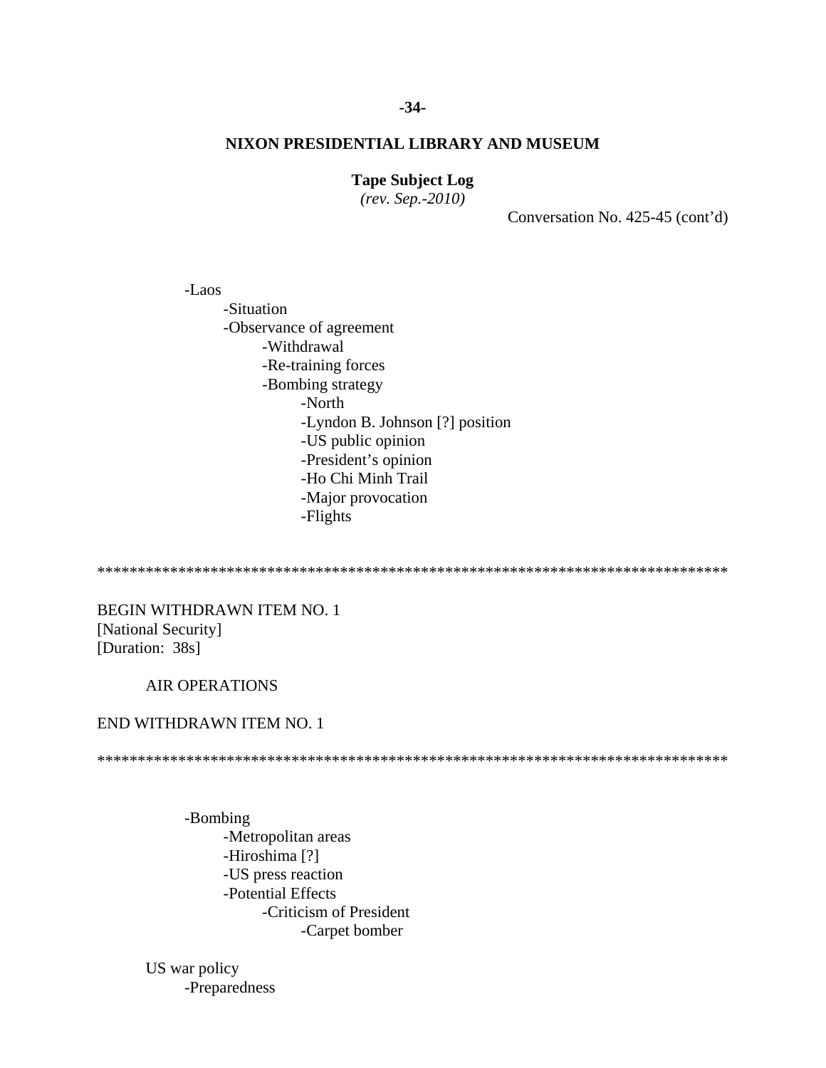Conversation No. 425-45 (cont'd)

- -Laos
  - -Situation
  - -Observance of agreement
    - -Withdrawal
    - -Re-training forces
    - -Bombing strategy
      - -North
      - -Lyndon B. Johnson [?] position
      - -US public opinion
      - -President's opinion
      - -Ho Chi Minh Trail
      - -Major provocation
      - -Flights

******************************************************************************

BEGIN WITHDRAWN ITEM NO. 1
[National Security]
[Duration: 38s]

AIR OPERATIONS

END WITHDRAWN ITEM NO. 1

******************************************************************************

- -Bombing
  - -Metropolitan areas
  - -Hiroshima [?]
  - -US press reaction
  - -Potential Effects
    - -Criticism of President
      - -Carpet bomber

US war policy
- -Preparedness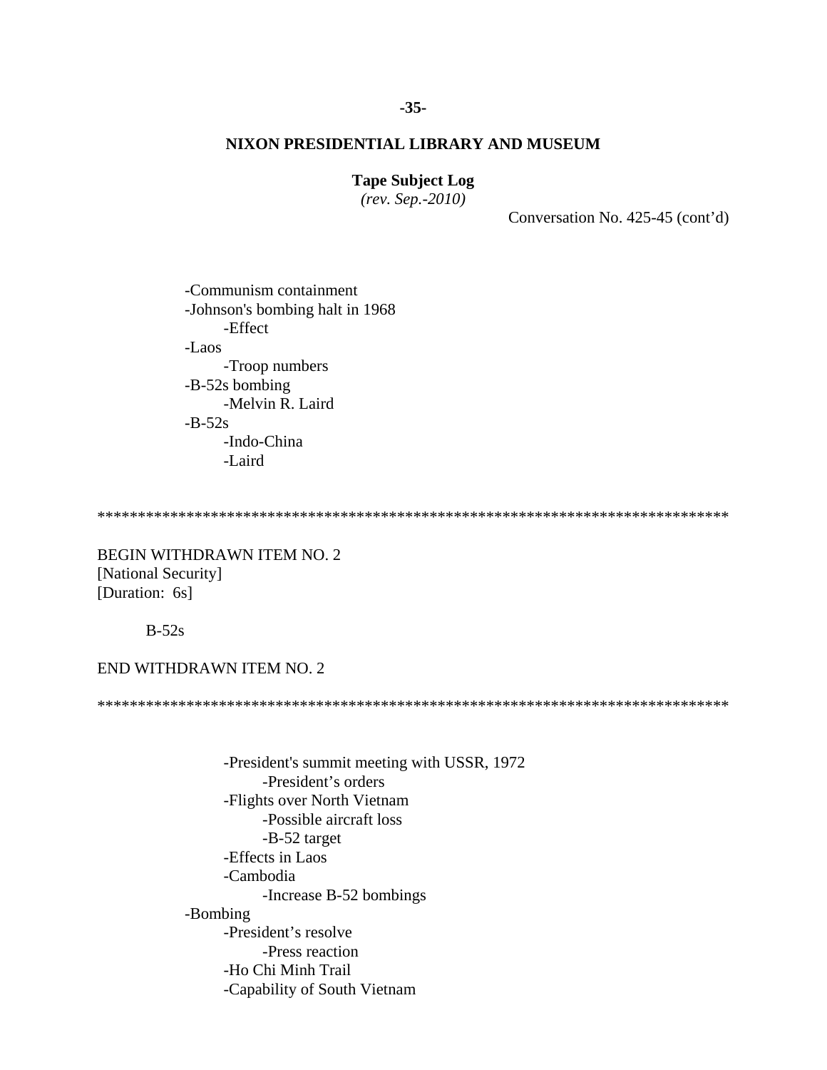Conversation No. 425-45 (cont'd)

- -Communism containment
- -Johnson's bombing halt in 1968
  - -Effect
- -Laos
  - -Troop numbers
- -B-52s bombing
  - -Melvin R. Laird
- -B-52s
  - -Indo-China
  - -Laird

********************************************************************************

BEGIN WITHDRAWN ITEM NO. 2
[National Security]
[Duration: 6s]

B-52s

END WITHDRAWN ITEM NO. 2

********************************************************************************

- -President's summit meeting with USSR, 1972
  - -President's orders
- -Flights over North Vietnam
  - -Possible aircraft loss
  - -B-52 target
- -Effects in Laos
- -Cambodia
  - -Increase B-52 bombings
- -Bombing
  - -President's resolve
    - -Press reaction
  - -Ho Chi Minh Trail
  - -Capability of South Vietnam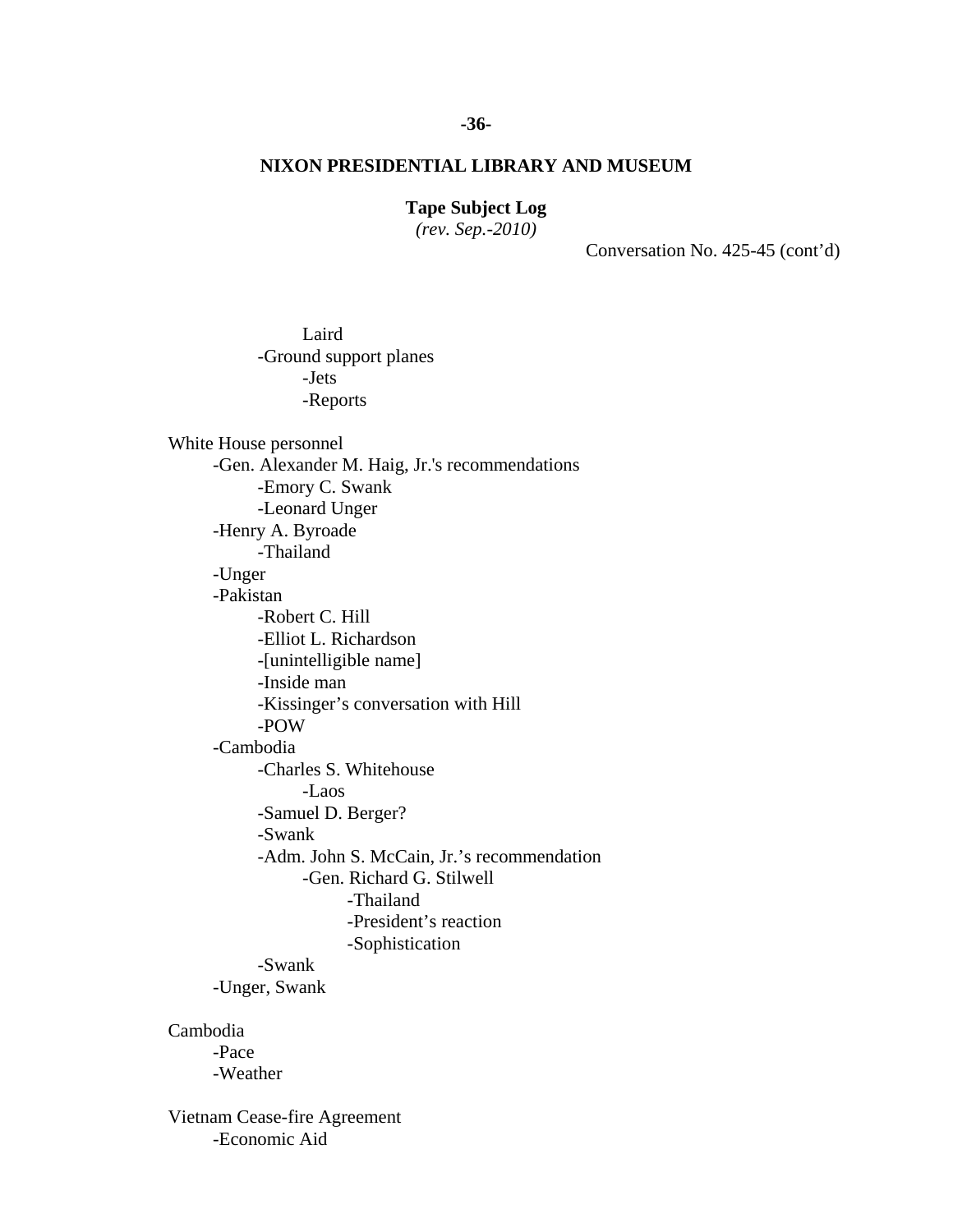Conversation No. 425-45 (cont'd)

Laird
- -Ground support planes
  - -Jets
  - -Reports

White House personnel
- -Gen. Alexander M. Haig, Jr.'s recommendations
  - -Emory C. Swank
  - -Leonard Unger
- -Henry A. Byroade
  - -Thailand
- -Unger
- -Pakistan
  - -Robert C. Hill
  - -Elliot L. Richardson
  - -[unintelligible name]
  - -Inside man
  - -Kissinger's conversation with Hill
  - -POW
- -Cambodia
  - -Charles S. Whitehouse
    - -Laos
  - -Samuel D. Berger?
  - -Swank
  - -Adm. John S. McCain, Jr.'s recommendation
    - -Gen. Richard G. Stilwell
      - -Thailand
      - -President's reaction
      - -Sophistication
  - -Swank
- -Unger, Swank

Cambodia
- -Pace
- -Weather

Vietnam Cease-fire Agreement
- -Economic Aid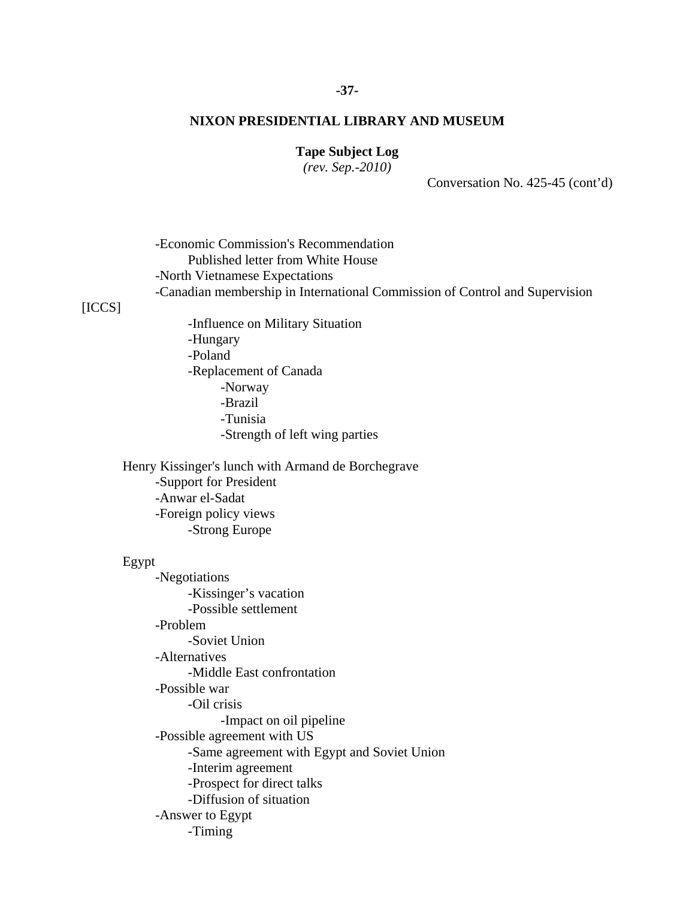**NIXON PRESIDENTIAL LIBRARY AND MUSEUM**

**Tape Subject Log**
*(rev. Sep.-2010)*

Conversation No. 425-45 (cont'd)

- -Economic Commission's Recommendation
  - Published letter from White House
- -North Vietnamese Expectations
- -Canadian membership in International Commission of Control and Supervision [ICCS]
  - -Influence on Military Situation
  - -Hungary
  - -Poland
  - -Replacement of Canada
    - -Norway
    - -Brazil
    - -Tunisia
    - -Strength of left wing parties

Henry Kissinger's lunch with Armand de Borchegrave
- -Support for President
- -Anwar el-Sadat
- -Foreign policy views
  - -Strong Europe

Egypt
- -Negotiations
  - -Kissinger's vacation
  - -Possible settlement
- -Problem
  - -Soviet Union
- -Alternatives
  - -Middle East confrontation
- -Possible war
  - -Oil crisis
    - -Impact on oil pipeline
- -Possible agreement with US
  - -Same agreement with Egypt and Soviet Union
  - -Interim agreement
  - -Prospect for direct talks
  - -Diffusion of situation
- -Answer to Egypt
  - -Timing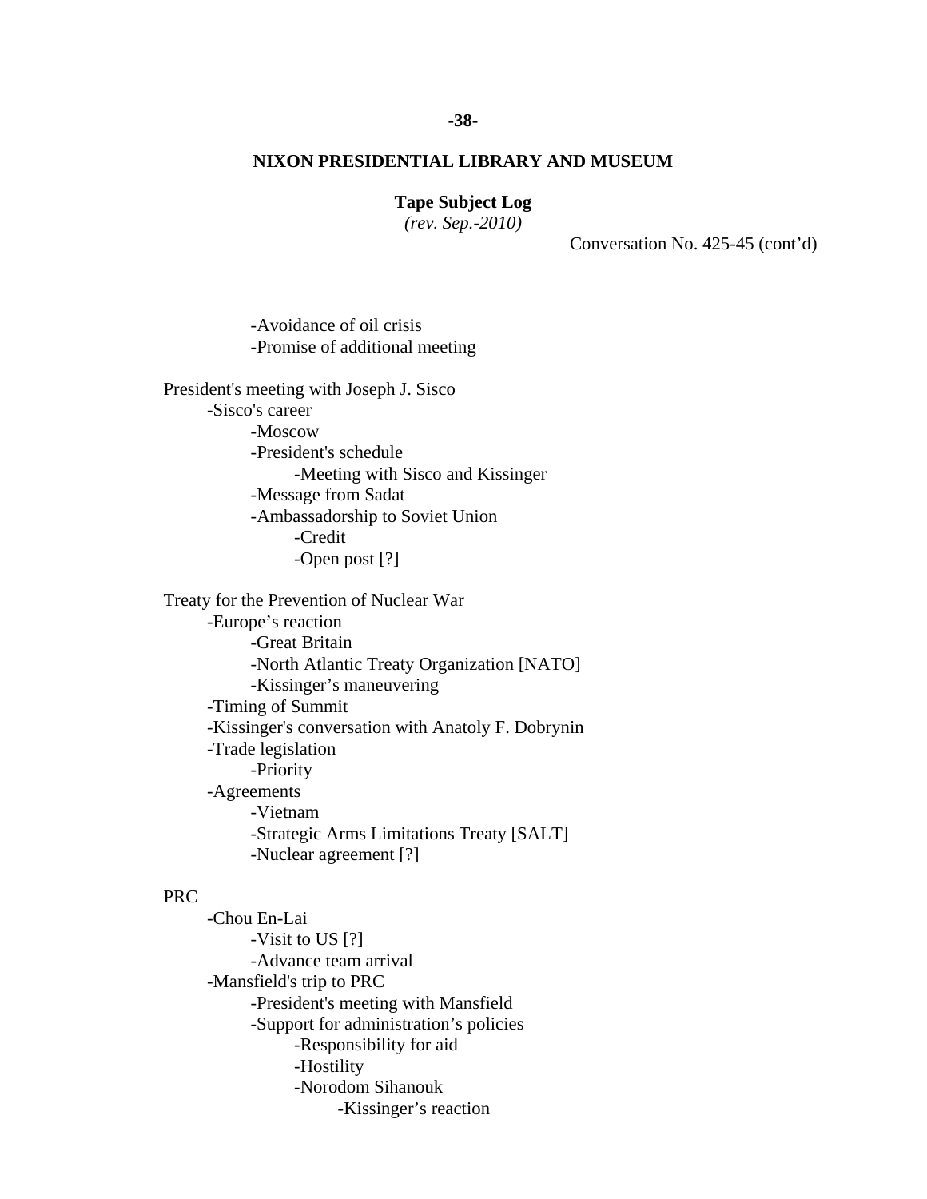**NIXON PRESIDENTIAL LIBRARY AND MUSEUM**

**Tape Subject Log**
*(rev. Sep.-2010)*

Conversation No. 425-45 (cont'd)

- -Avoidance of oil crisis
- -Promise of additional meeting

President's meeting with Joseph J. Sisco
- -Sisco's career
    - -Moscow
    - -President's schedule
        - -Meeting with Sisco and Kissinger
    - -Message from Sadat
    - -Ambassadorship to Soviet Union
        - -Credit
        - -Open post [?]

Treaty for the Prevention of Nuclear War
- -Europe's reaction
    - -Great Britain
    - -North Atlantic Treaty Organization [NATO]
    - -Kissinger's maneuvering
- -Timing of Summit
- -Kissinger's conversation with Anatoly F. Dobrynin
- -Trade legislation
    - -Priority
- -Agreements
    - -Vietnam
    - -Strategic Arms Limitations Treaty [SALT]
    - -Nuclear agreement [?]

PRC
- -Chou En-Lai
    - -Visit to US [?]
    - -Advance team arrival
- -Mansfield's trip to PRC
    - -President's meeting with Mansfield
    - -Support for administration's policies
        - -Responsibility for aid
        - -Hostility
        - -Norodom Sihanouk
            - -Kissinger's reaction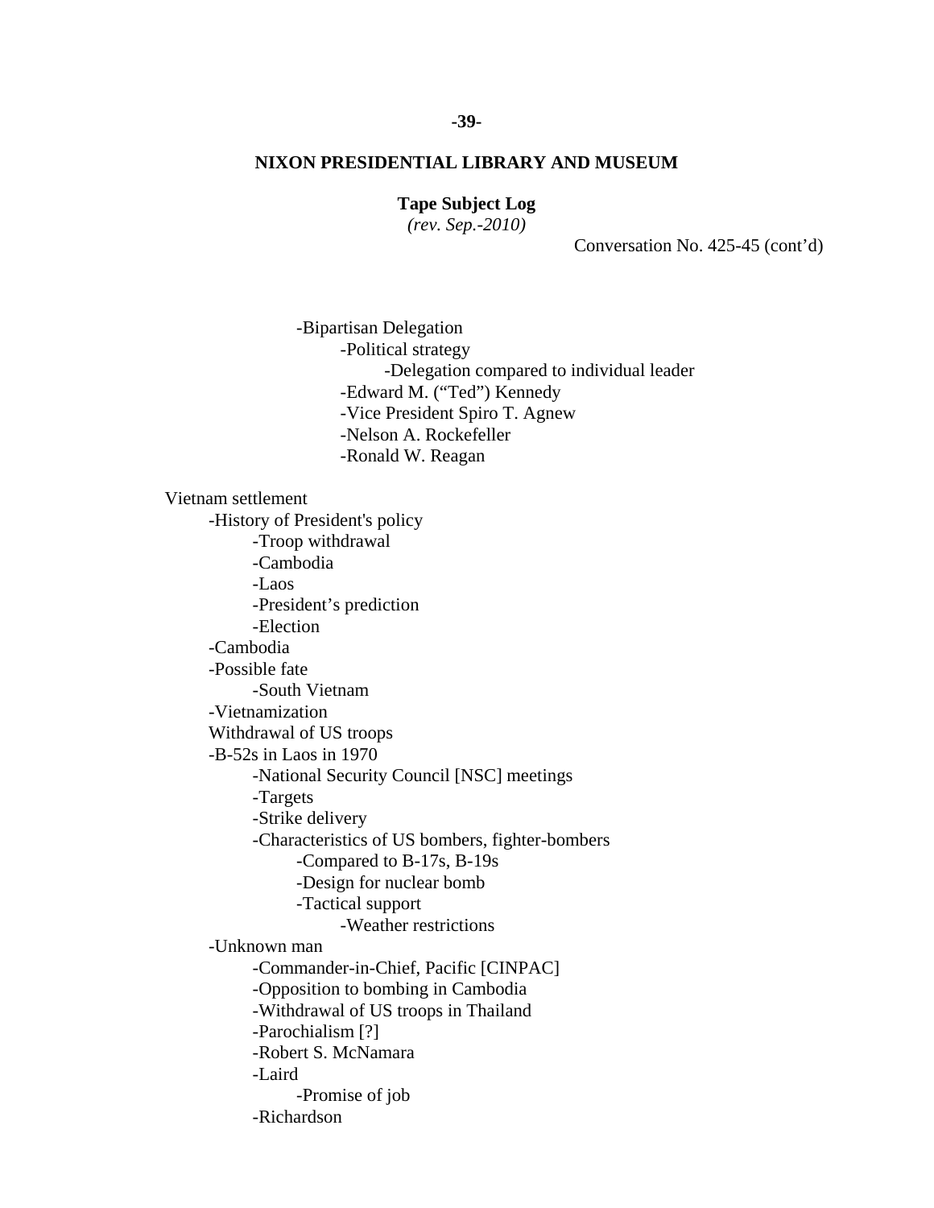**NIXON PRESIDENTIAL LIBRARY AND MUSEUM**

**Tape Subject Log**
*(rev. Sep.-2010)*

Conversation No. 425-45 (cont'd)

- -Bipartisan Delegation
  - -Political strategy
    - -Delegation compared to individual leader
  - -Edward M. ("Ted") Kennedy
  - -Vice President Spiro T. Agnew
  - -Nelson A. Rockefeller
  - -Ronald W. Reagan

Vietnam settlement
- -History of President's policy
  - -Troop withdrawal
  - -Cambodia
  - -Laos
  - -President's prediction
  - -Election
- -Cambodia
- -Possible fate
  - -South Vietnam
- -Vietnamization
- Withdrawal of US troops
- -B-52s in Laos in 1970
  - -National Security Council [NSC] meetings
  - -Targets
  - -Strike delivery
  - -Characteristics of US bombers, fighter-bombers
    - -Compared to B-17s, B-19s
    - -Design for nuclear bomb
    - -Tactical support
      - -Weather restrictions
- -Unknown man
  - -Commander-in-Chief, Pacific [CINPAC]
  - -Opposition to bombing in Cambodia
  - -Withdrawal of US troops in Thailand
  - -Parochialism [?]
  - -Robert S. McNamara
  - -Laird
    - -Promise of job
  - -Richardson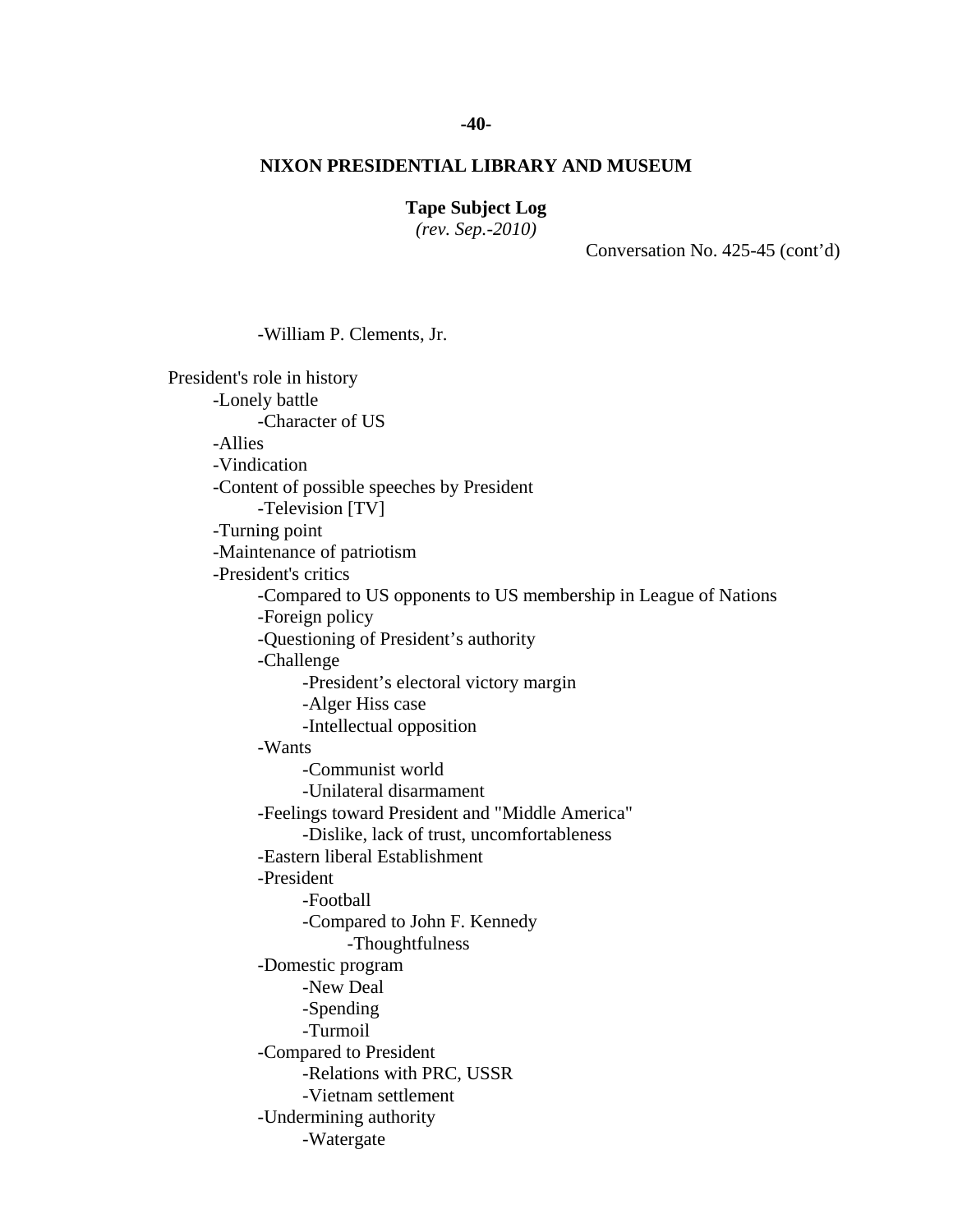**NIXON PRESIDENTIAL LIBRARY AND MUSEUM**

**Tape Subject Log**
*(rev. Sep.-2010)*

Conversation No. 425-45 (cont'd)

- -William P. Clements, Jr.

President's role in history
- -Lonely battle
    - -Character of US
- -Allies
- -Vindication
- -Content of possible speeches by President
    - -Television [TV]
- -Turning point
- -Maintenance of patriotism
- -President's critics
    - -Compared to US opponents to US membership in League of Nations
    - -Foreign policy
    - -Questioning of President's authority
    - -Challenge
        - -President's electoral victory margin
        - -Alger Hiss case
        - -Intellectual opposition
    - -Wants
        - -Communist world
        - -Unilateral disarmament
    - -Feelings toward President and "Middle America"
        - -Dislike, lack of trust, uncomfortableness
    - -Eastern liberal Establishment
    - -President
        - -Football
        - -Compared to John F. Kennedy
            - -Thoughtfulness
    - -Domestic program
        - -New Deal
        - -Spending
        - -Turmoil
    - -Compared to President
        - -Relations with PRC, USSR
        - -Vietnam settlement
    - -Undermining authority
        - -Watergate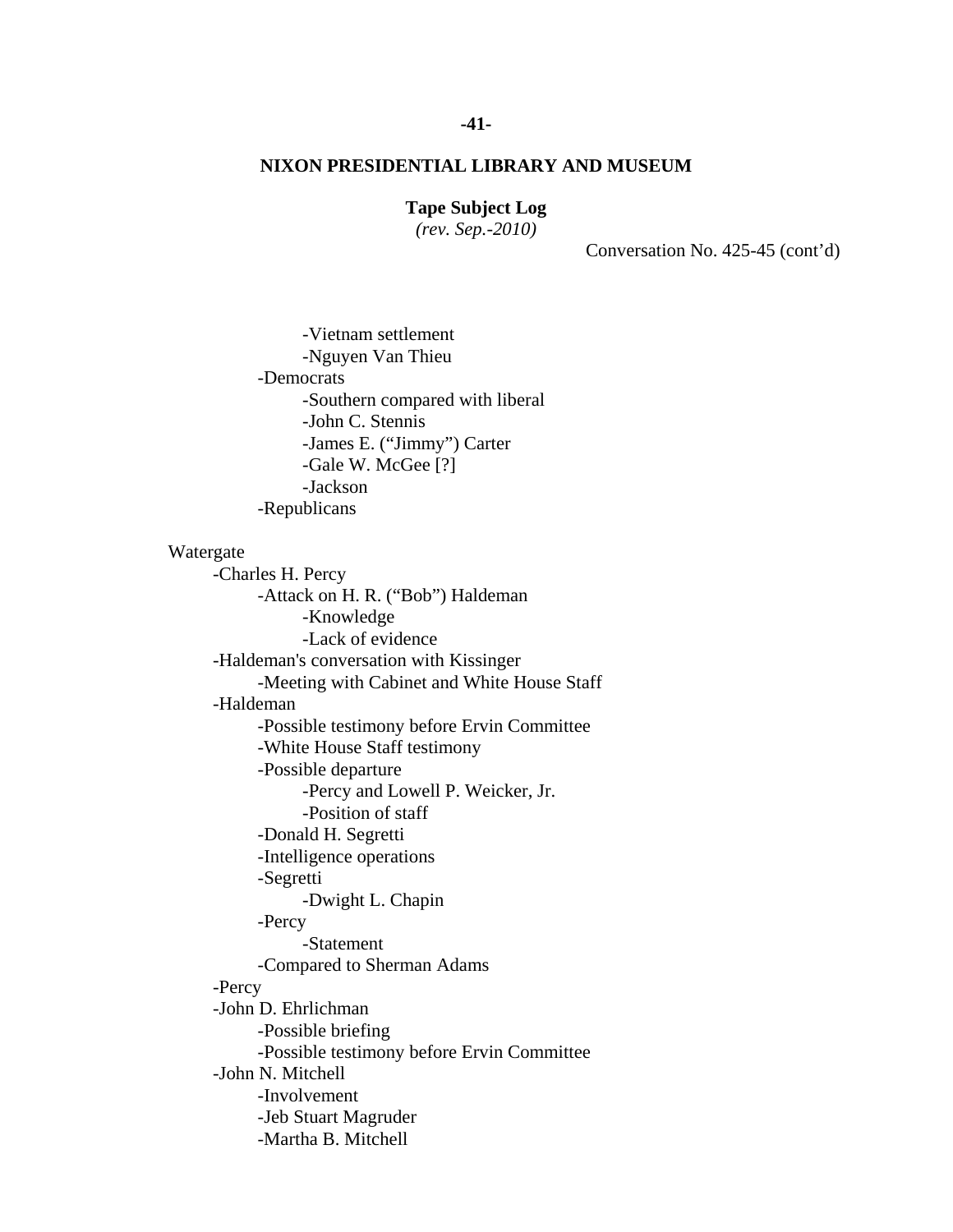# NIXON PRESIDENTIAL LIBRARY AND MUSEUM

**Tape Subject Log**
*(rev. Sep.-2010)*

Conversation No. 425-45 (cont'd)

- -Vietnam settlement
- -Nguyen Van Thieu
- -Democrats
  - -Southern compared with liberal
  - -John C. Stennis
  - -James E. ("Jimmy") Carter
  - -Gale W. McGee [?]
  - -Jackson
- -Republicans

Watergate
- -Charles H. Percy
  - -Attack on H. R. ("Bob") Haldeman
    - -Knowledge
    - -Lack of evidence
- -Haldeman's conversation with Kissinger
  - -Meeting with Cabinet and White House Staff
- -Haldeman
  - -Possible testimony before Ervin Committee
  - -White House Staff testimony
  - -Possible departure
    - -Percy and Lowell P. Weicker, Jr.
    - -Position of staff
  - -Donald H. Segretti
  - -Intelligence operations
  - -Segretti
    - -Dwight L. Chapin
  - -Percy
    - -Statement
  - -Compared to Sherman Adams
- -Percy
- -John D. Ehrlichman
  - -Possible briefing
  - -Possible testimony before Ervin Committee
- -John N. Mitchell
  - -Involvement
  - -Jeb Stuart Magruder
  - -Martha B. Mitchell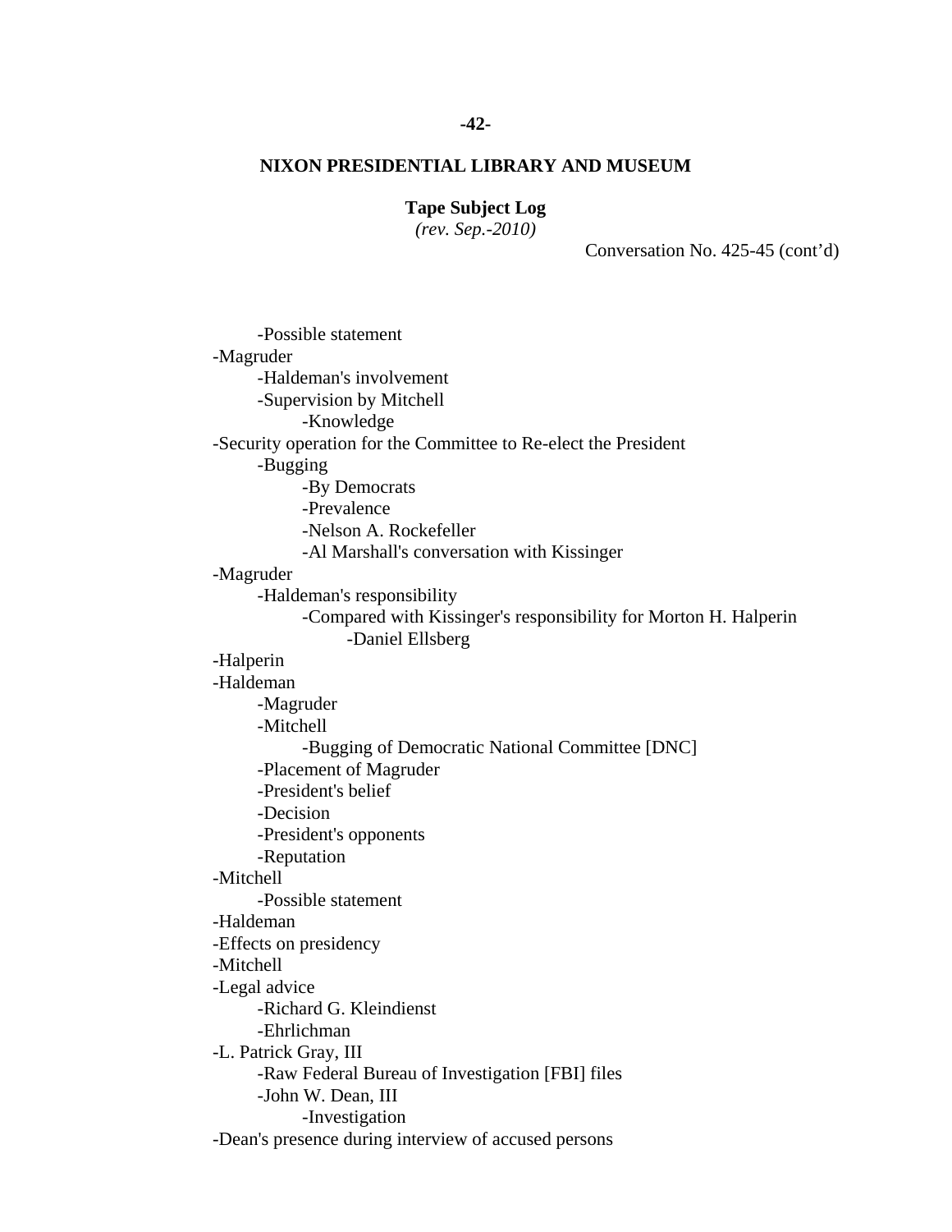**NIXON PRESIDENTIAL LIBRARY AND MUSEUM**

**Tape Subject Log**
*(rev. Sep.-2010)*

Conversation No. 425-45 (cont'd)

- -Possible statement
- -Magruder
  - -Haldeman's involvement
  - -Supervision by Mitchell
    - -Knowledge
- -Security operation for the Committee to Re-elect the President
  - -Bugging
    - -By Democrats
    - -Prevalence
    - -Nelson A. Rockefeller
    - -Al Marshall's conversation with Kissinger
- -Magruder
  - -Haldeman's responsibility
    - -Compared with Kissinger's responsibility for Morton H. Halperin
      - -Daniel Ellsberg
- -Halperin
- -Haldeman
  - -Magruder
  - -Mitchell
    - -Bugging of Democratic National Committee [DNC]
  - -Placement of Magruder
  - -President's belief
  - -Decision
  - -President's opponents
  - -Reputation
- -Mitchell
  - -Possible statement
- -Haldeman
- -Effects on presidency
- -Mitchell
- -Legal advice
  - -Richard G. Kleindienst
  - -Ehrlichman
- -L. Patrick Gray, III
  - -Raw Federal Bureau of Investigation [FBI] files
  - -John W. Dean, III
    - -Investigation
- -Dean's presence during interview of accused persons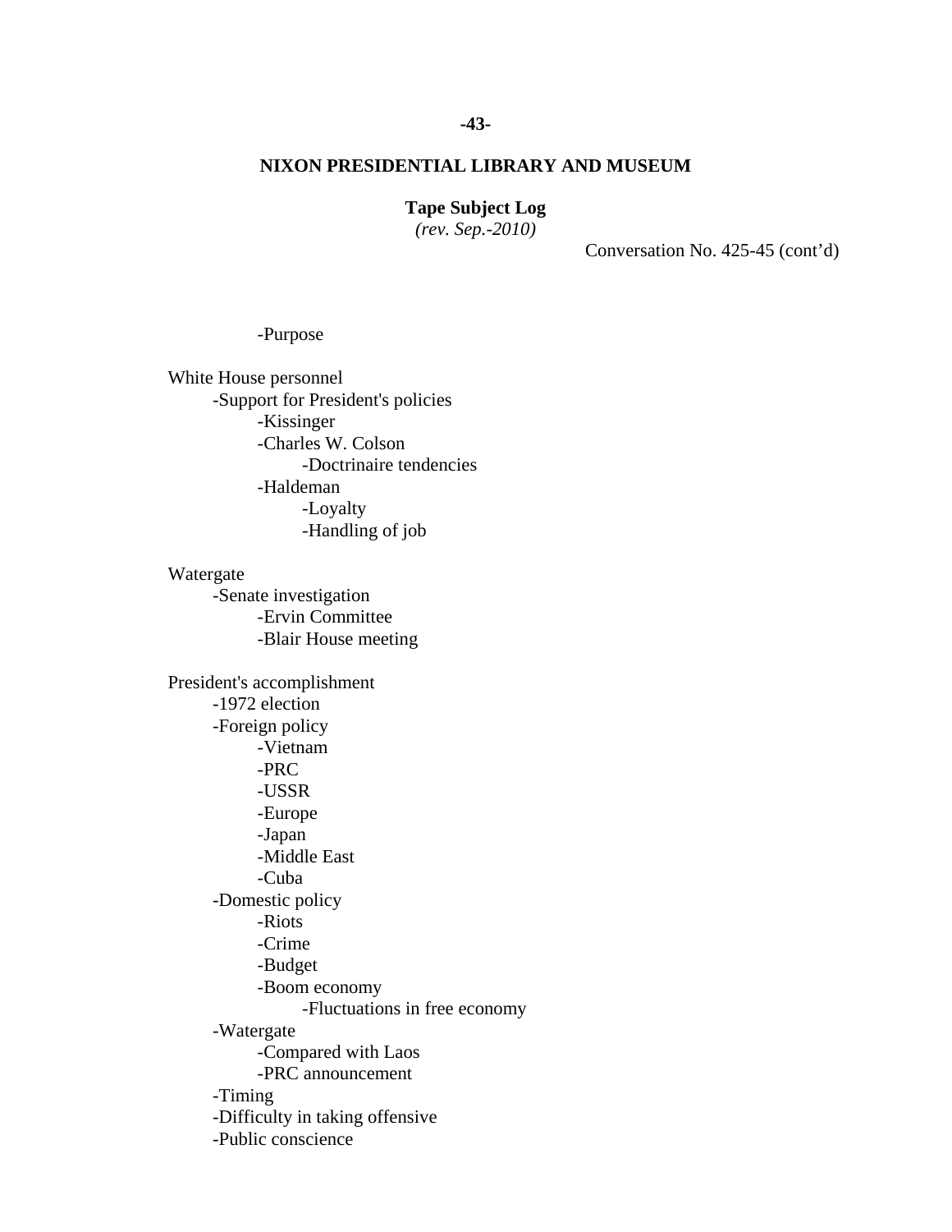## NIXON PRESIDENTIAL LIBRARY AND MUSEUM

**Tape Subject Log**
*(rev. Sep.-2010)*

Conversation No. 425-45 (cont'd)

- -Purpose

White House personnel
- -Support for President's policies
  - -Kissinger
  - -Charles W. Colson
    - -Doctrinaire tendencies
  - -Haldeman
    - -Loyalty
    - -Handling of job

Watergate
- -Senate investigation
  - -Ervin Committee
  - -Blair House meeting

President's accomplishment
- -1972 election
- -Foreign policy
  - -Vietnam
  - -PRC
  - -USSR
  - -Europe
  - -Japan
  - -Middle East
  - -Cuba
- -Domestic policy
  - -Riots
  - -Crime
  - -Budget
  - -Boom economy
    - -Fluctuations in free economy
- -Watergate
  - -Compared with Laos
  - -PRC announcement
- -Timing
- -Difficulty in taking offensive
- -Public conscience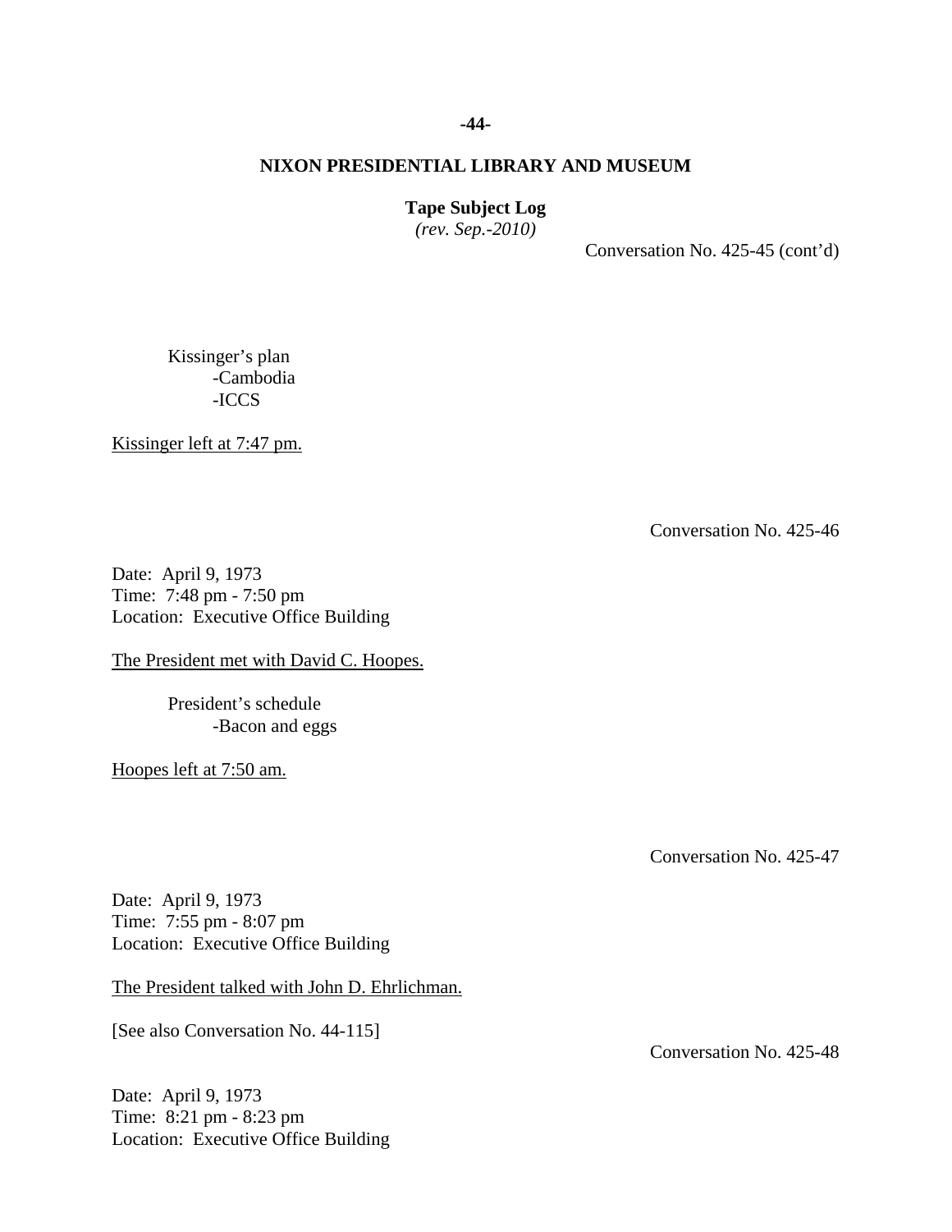Conversation No. 425-45 (cont'd)

Kissinger's plan
- Cambodia
- ICCS

<u>Kissinger left at 7:47 pm.</u>

Conversation No. 425-46

Date: April 9, 1973
Time: 7:48 pm - 7:50 pm
Location: Executive Office Building

<u>The President met with David C. Hoopes.</u>

President's schedule
- Bacon and eggs

<u>Hoopes left at 7:50 am.</u>

Conversation No. 425-47

Date: April 9, 1973
Time: 7:55 pm - 8:07 pm
Location: Executive Office Building

<u>The President talked with John D. Ehrlichman.</u>

[See also Conversation No. 44-115]

Conversation No. 425-48

Date: April 9, 1973
Time: 8:21 pm - 8:23 pm
Location: Executive Office Building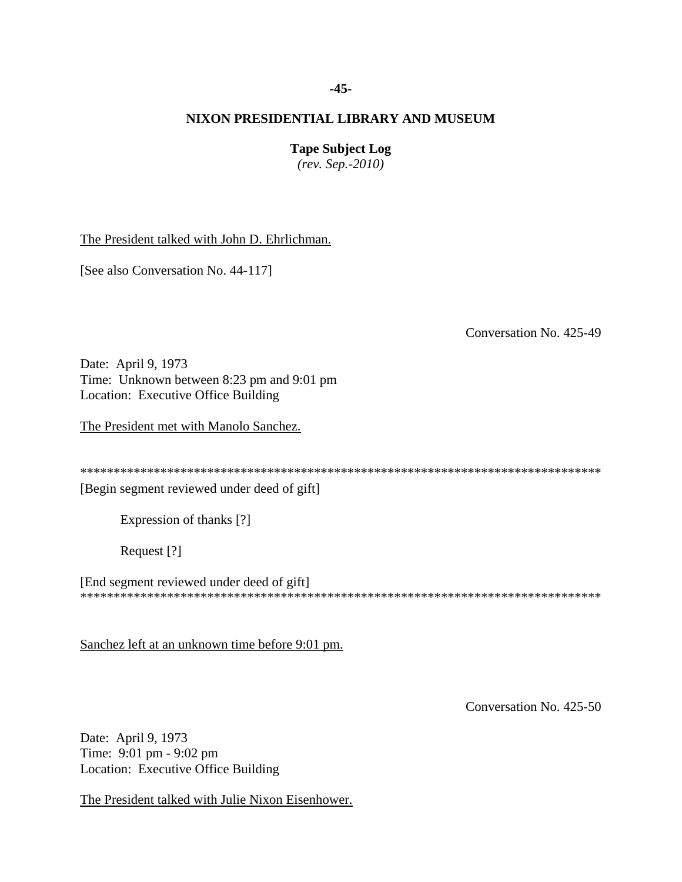# NIXON PRESIDENTIAL LIBRARY AND MUSEUM

**Tape Subject Log**
*(rev. Sep.-2010)*

<u>The President talked with John D. Ehrlichman.</u>

[See also Conversation No. 44-117]

Conversation No. 425-49

Date: April 9, 1973
Time: Unknown between 8:23 pm and 9:01 pm
Location: Executive Office Building

<u>The President met with Manolo Sanchez.</u>

******************************************************************************
[Begin segment reviewed under deed of gift]

Expression of thanks [?]

Request [?]

[End segment reviewed under deed of gift]
******************************************************************************

<u>Sanchez left at an unknown time before 9:01 pm.</u>

Conversation No. 425-50

Date: April 9, 1973
Time: 9:01 pm - 9:02 pm
Location: Executive Office Building

<u>The President talked with Julie Nixon Eisenhower.</u>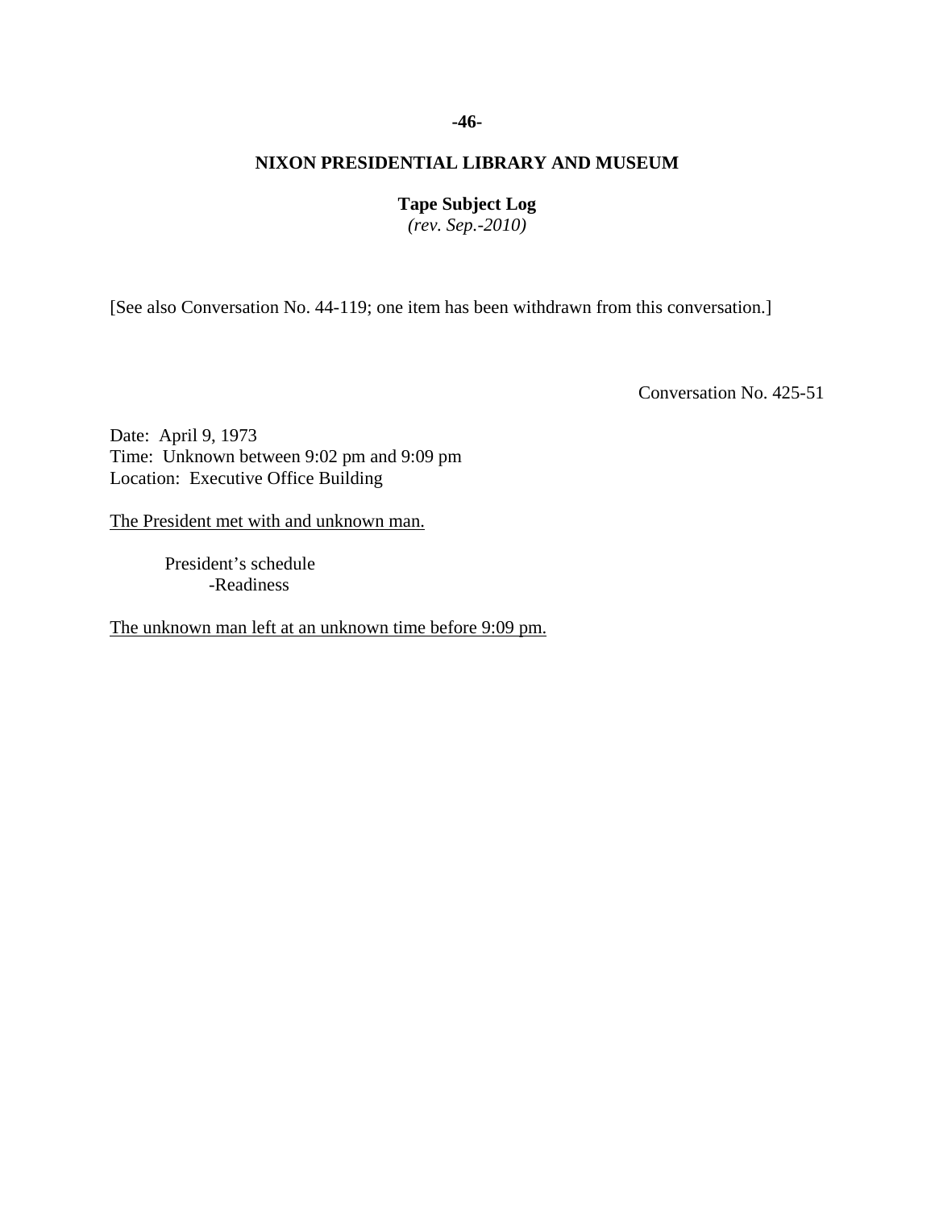**NIXON PRESIDENTIAL LIBRARY AND MUSEUM**

**Tape Subject Log**
*(rev. Sep.-2010)*

[See also Conversation No. 44-119; one item has been withdrawn from this conversation.]

Conversation No. 425-51

Date: April 9, 1973
Time: Unknown between 9:02 pm and 9:09 pm
Location: Executive Office Building

The President met with and unknown man.

President's schedule
- Readiness

The unknown man left at an unknown time before 9:09 pm.